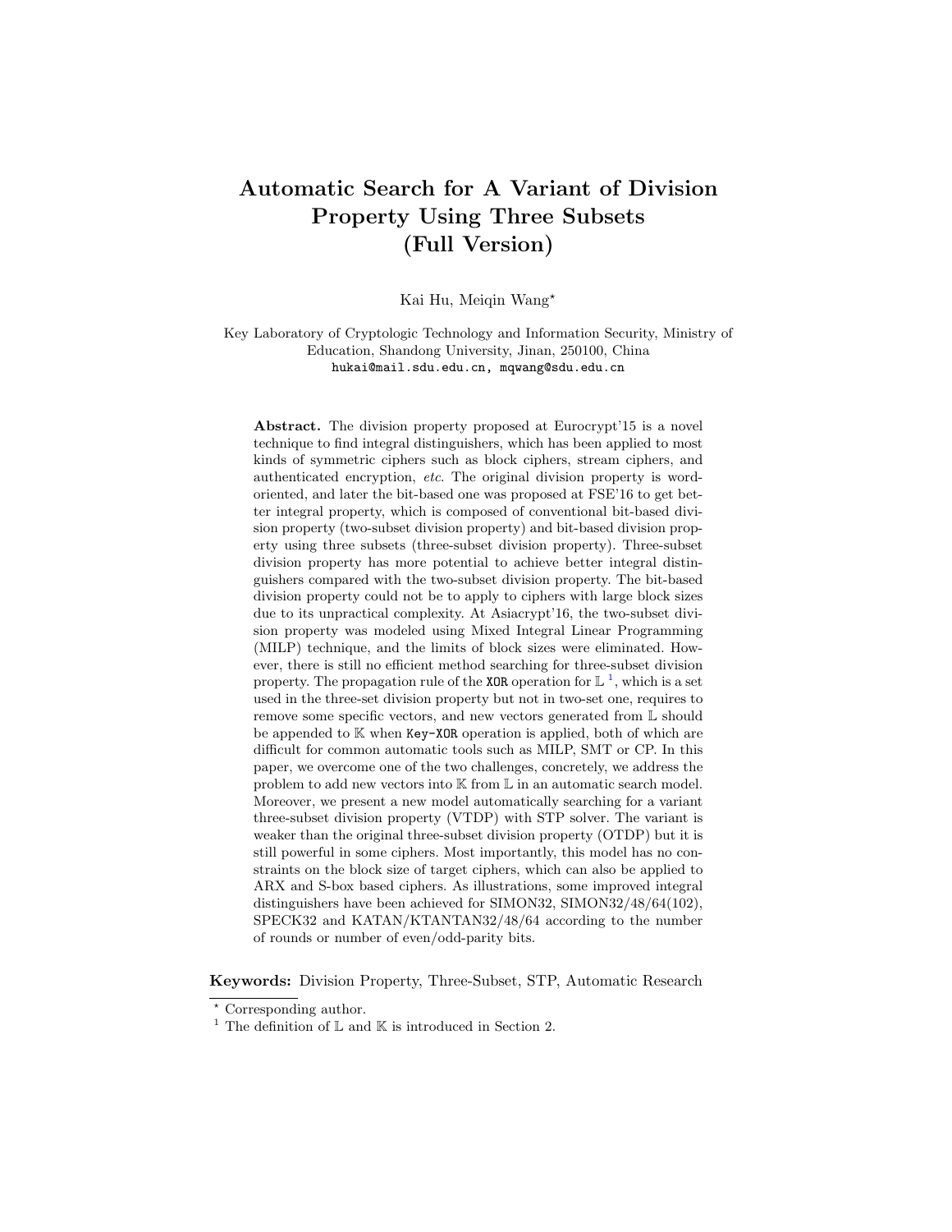# Automatic Search for A Variant of Division Property Using Three Subsets (Full Version)

Kai Hu, Meiqin Wang*

Key Laboratory of Cryptologic Technology and Information Security, Ministry of Education, Shandong University, Jinan, 250100, China
hukai@mail.sdu.edu.cn, mqwang@sdu.edu.cn

**Abstract.** The division property proposed at Eurocrypt'15 is a novel technique to find integral distinguishers, which has been applied to most kinds of symmetric ciphers such as block ciphers, stream ciphers, and authenticated encryption, *etc*. The original division property is word-oriented, and later the bit-based one was proposed at FSE'16 to get better integral property, which is composed of conventional bit-based division property (two-subset division property) and bit-based division property using three subsets (three-subset division property). Three-subset division property has more potential to achieve better integral distinguishers compared with the two-subset division property. The bit-based division property could not be to apply to ciphers with large block sizes due to its unpractical complexity. At Asiacrypt'16, the two-subset division property was modeled using Mixed Integral Linear Programming (MILP) technique, and the limits of block sizes were eliminated. However, there is still no efficient method searching for three-subset division property. The propagation rule of the `XOR` operation for $\mathbb{L}$ [1], which is a set used in the three-set division property but not in two-set one, requires to remove some specific vectors, and new vectors generated from $\mathbb{L}$ should be appended to $\mathbb{K}$ when `Key-XOR` operation is applied, both of which are difficult for common automatic tools such as MILP, SMT or CP. In this paper, we overcome one of the two challenges, concretely, we address the problem to add new vectors into $\mathbb{K}$ from $\mathbb{L}$ in an automatic search model. Moreover, we present a new model automatically searching for a variant three-subset division property (VTDP) with STP solver. The variant is weaker than the original three-subset division property (OTDP) but it is still powerful in some ciphers. Most importantly, this model has no constraints on the block size of target ciphers, which can also be applied to ARX and S-box based ciphers. As illustrations, some improved integral distinguishers have been achieved for SIMON32, SIMON32/48/64(102), SPECK32 and KATAN/KTANTAN32/48/64 according to the number of rounds or number of even/odd-parity bits.

**Keywords:** Division Property, Three-Subset, STP, Automatic Research

* Corresponding author.

[1] The definition of $\mathbb{L}$ and $\mathbb{K}$ is introduced in Section 2.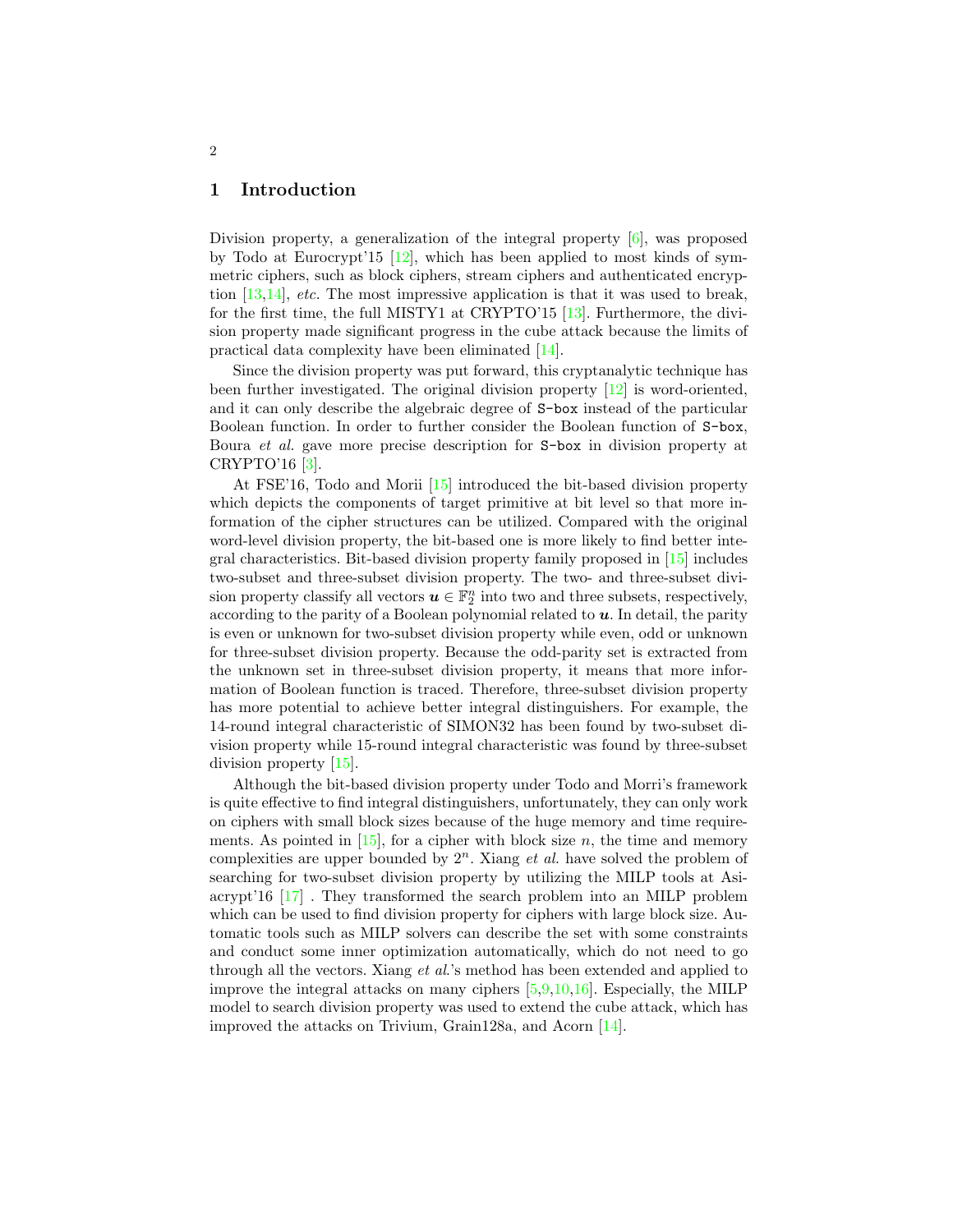## 1 Introduction

Division property, a generalization of the integral property [6], was proposed by Todo at Eurocrypt'15 [12], which has been applied to most kinds of symmetric ciphers, such as block ciphers, stream ciphers and authenticated encryption [13,14], *etc.* The most impressive application is that it was used to break, for the first time, the full MISTY1 at CRYPTO'15 [13]. Furthermore, the division property made significant progress in the cube attack because the limits of practical data complexity have been eliminated [14].

Since the division property was put forward, this cryptanalytic technique has been further investigated. The original division property [12] is word-oriented, and it can only describe the algebraic degree of `S-box` instead of the particular Boolean function. In order to further consider the Boolean function of `S-box`, Boura *et al.* gave more precise description for `S-box` in division property at CRYPTO'16 [3].

At FSE'16, Todo and Morii [15] introduced the bit-based division property which depicts the components of target primitive at bit level so that more information of the cipher structures can be utilized. Compared with the original word-level division property, the bit-based one is more likely to find better integral characteristics. Bit-based division property family proposed in [15] includes two-subset and three-subset division property. The two- and three-subset division property classify all vectors $\boldsymbol{u} \in \mathbb{F}_2^n$ into two and three subsets, respectively, according to the parity of a Boolean polynomial related to $\boldsymbol{u}$. In detail, the parity is even or unknown for two-subset division property while even, odd or unknown for three-subset division property. Because the odd-parity set is extracted from the unknown set in three-subset division property, it means that more information of Boolean function is traced. Therefore, three-subset division property has more potential to achieve better integral distinguishers. For example, the 14-round integral characteristic of SIMON32 has been found by two-subset division property while 15-round integral characteristic was found by three-subset division property [15].

Although the bit-based division property under Todo and Morri's framework is quite effective to find integral distinguishers, unfortunately, they can only work on ciphers with small block sizes because of the huge memory and time requirements. As pointed in [15], for a cipher with block size $n$, the time and memory complexities are upper bounded by $2^n$. Xiang *et al.* have solved the problem of searching for two-subset division property by utilizing the MILP tools at Asiacrypt'16 [17] . They transformed the search problem into an MILP problem which can be used to find division property for ciphers with large block size. Automatic tools such as MILP solvers can describe the set with some constraints and conduct some inner optimization automatically, which do not need to go through all the vectors. Xiang *et al.*'s method has been extended and applied to improve the integral attacks on many ciphers [5,9,10,16]. Especially, the MILP model to search division property was used to extend the cube attack, which has improved the attacks on Trivium, Grain128a, and Acorn [14].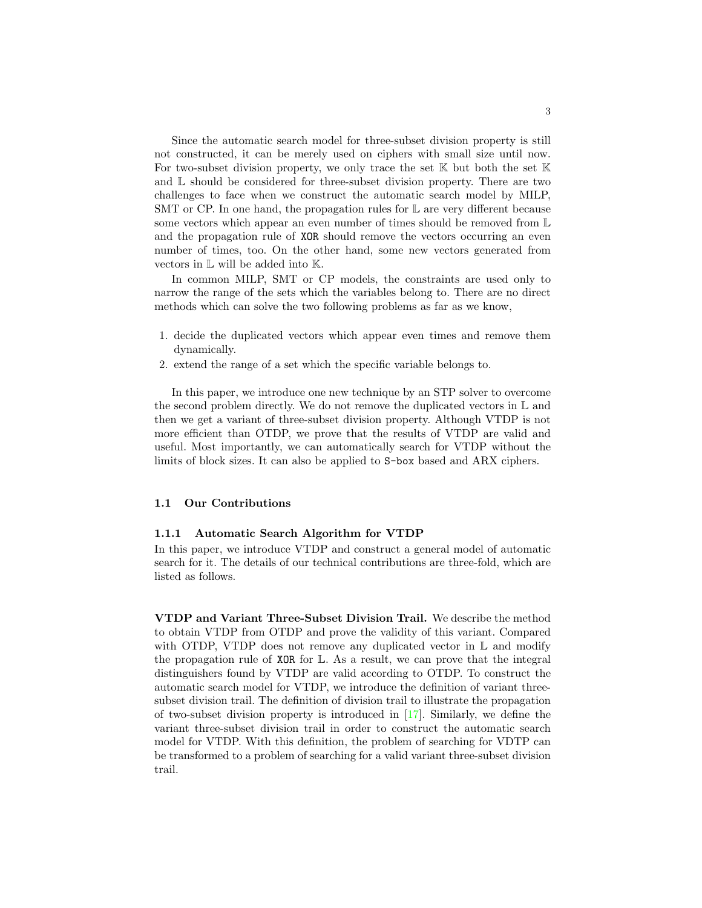Since the automatic search model for three-subset division property is still not constructed, it can be merely used on ciphers with small size until now. For two-subset division property, we only trace the set $\mathbb{K}$ but both the set $\mathbb{K}$ and $\mathbb{L}$ should be considered for three-subset division property. There are two challenges to face when we construct the automatic search model by MILP, SMT or CP. In one hand, the propagation rules for $\mathbb{L}$ are very different because some vectors which appear an even number of times should be removed from $\mathbb{L}$ and the propagation rule of `XOR` should remove the vectors occurring an even number of times, too. On the other hand, some new vectors generated from vectors in $\mathbb{L}$ will be added into $\mathbb{K}$.

In common MILP, SMT or CP models, the constraints are used only to narrow the range of the sets which the variables belong to. There are no direct methods which can solve the two following problems as far as we know,

1. decide the duplicated vectors which appear even times and remove them dynamically.
2. extend the range of a set which the specific variable belongs to.

In this paper, we introduce one new technique by an STP solver to overcome the second problem directly. We do not remove the duplicated vectors in $\mathbb{L}$ and then we get a variant of three-subset division property. Although VTDP is not more efficient than OTDP, we prove that the results of VTDP are valid and useful. Most importantly, we can automatically search for VTDP without the limits of block sizes. It can also be applied to `S-box` based and ARX ciphers.

## 1.1 Our Contributions

### 1.1.1 Automatic Search Algorithm for VTDP

In this paper, we introduce VTDP and construct a general model of automatic search for it. The details of our technical contributions are three-fold, which are listed as follows.

**VTDP and Variant Three-Subset Division Trail.** We describe the method to obtain VTDP from OTDP and prove the validity of this variant. Compared with OTDP, VTDP does not remove any duplicated vector in $\mathbb{L}$ and modify the propagation rule of `XOR` for $\mathbb{L}$. As a result, we can prove that the integral distinguishers found by VTDP are valid according to OTDP. To construct the automatic search model for VTDP, we introduce the definition of variant three-subset division trail. The definition of division trail to illustrate the propagation of two-subset division property is introduced in [17]. Similarly, we define the variant three-subset division trail in order to construct the automatic search model for VTDP. With this definition, the problem of searching for VDTP can be transformed to a problem of searching for a valid variant three-subset division trail.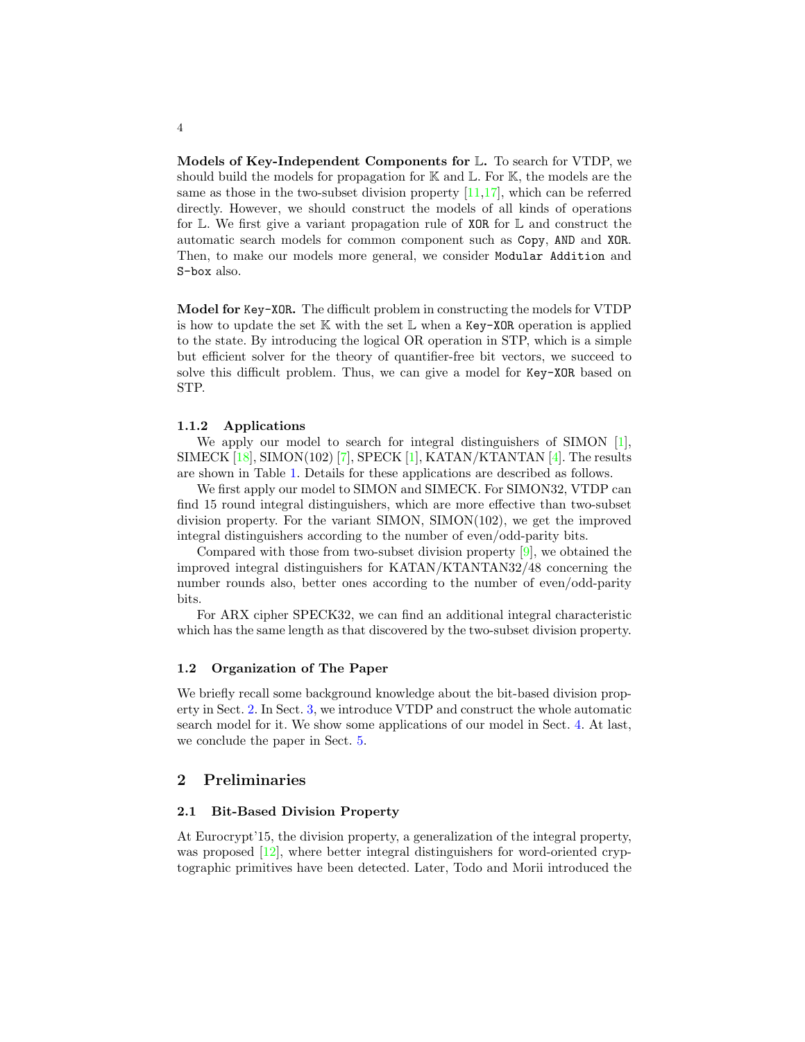**Models of Key-Independent Components for $\mathbb{L}$.** To search for VTDP, we should build the models for propagation for $\mathbb{K}$ and $\mathbb{L}$. For $\mathbb{K}$, the models are the same as those in the two-subset division property [11,17], which can be referred directly. However, we should construct the models of all kinds of operations for $\mathbb{L}$. We first give a variant propagation rule of `XOR` for $\mathbb{L}$ and construct the automatic search models for common component such as `Copy`, `AND` and `XOR`. Then, to make our models more general, we consider `Modular Addition` and `S-box` also.

**Model for `Key-XOR`.** The difficult problem in constructing the models for VTDP is how to update the set $\mathbb{K}$ with the set $\mathbb{L}$ when a `Key-XOR` operation is applied to the state. By introducing the logical OR operation in STP, which is a simple but efficient solver for the theory of quantifier-free bit vectors, we succeed to solve this difficult problem. Thus, we can give a model for `Key-XOR` based on STP.

#### 1.1.2 Applications

We apply our model to search for integral distinguishers of SIMON [1], SIMECK [18], SIMON(102) [7], SPECK [1], KATAN/KTANTAN [4]. The results are shown in Table 1. Details for these applications are described as follows.

We first apply our model to SIMON and SIMECK. For SIMON32, VTDP can find 15 round integral distinguishers, which are more effective than two-subset division property. For the variant SIMON, SIMON(102), we get the improved integral distinguishers according to the number of even/odd-parity bits.

Compared with those from two-subset division property [9], we obtained the improved integral distinguishers for KATAN/KTANTAN32/48 concerning the number rounds also, better ones according to the number of even/odd-parity bits.

For ARX cipher SPECK32, we can find an additional integral characteristic which has the same length as that discovered by the two-subset division property.

### 1.2 Organization of The Paper

We briefly recall some background knowledge about the bit-based division property in Sect. 2. In Sect. 3, we introduce VTDP and construct the whole automatic search model for it. We show some applications of our model in Sect. 4. At last, we conclude the paper in Sect. 5.

## 2 Preliminaries

### 2.1 Bit-Based Division Property

At Eurocrypt'15, the division property, a generalization of the integral property, was proposed [12], where better integral distinguishers for word-oriented cryptographic primitives have been detected. Later, Todo and Morii introduced the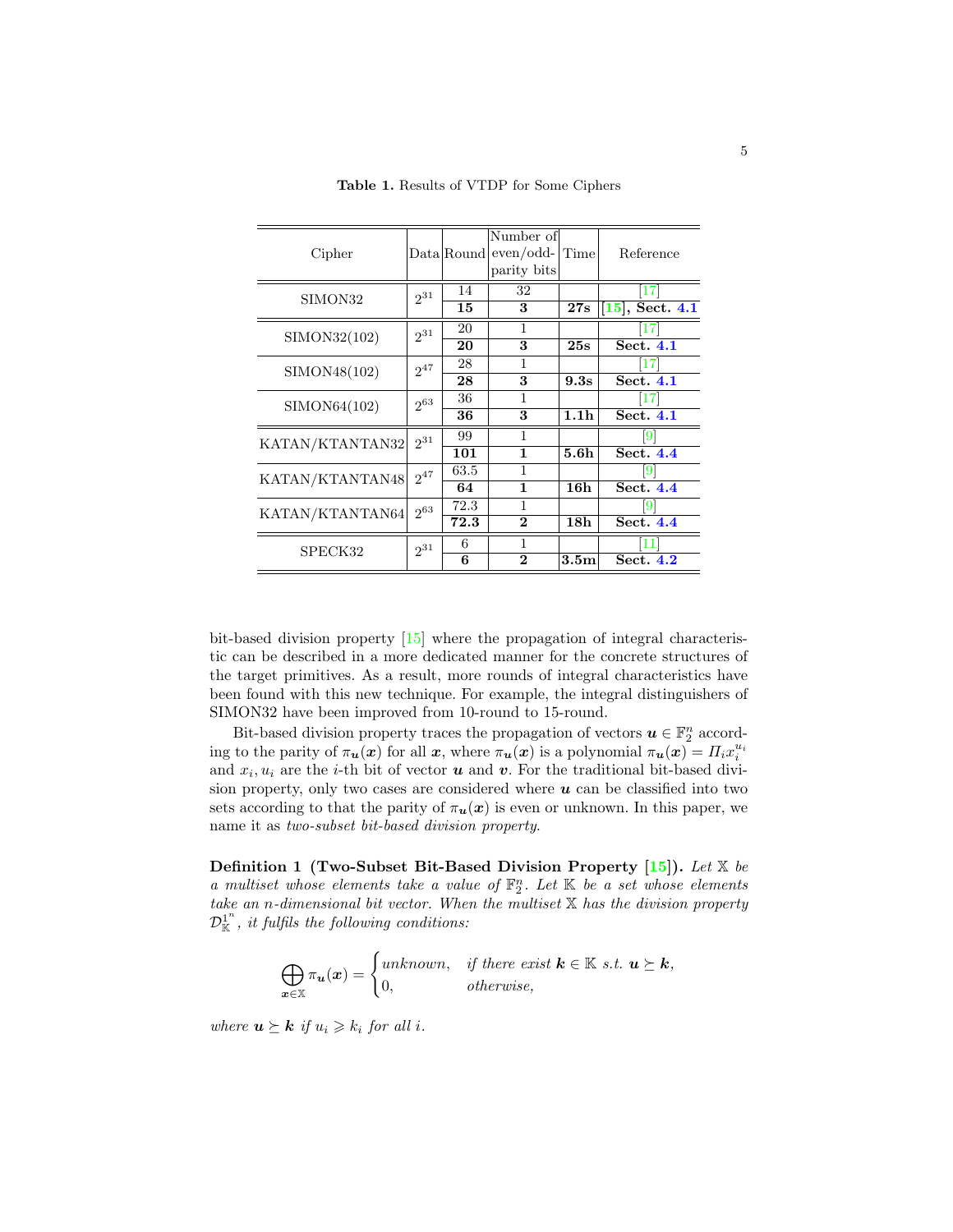**Table 1.** Results of VTDP for Some Ciphers

| Cipher | Data | Round | Number of even/odd-parity bits | Time | Reference |
|---|---|---|---|---|---|
| SIMON32 | $2^{31}$ | 14 | 32 | | [17] |
| | | **15** | **3** | **27s** | [15], **Sect. 4.1** |
| SIMON32(102) | $2^{31}$ | 20 | 1 | | [17] |
| | | **20** | **3** | **25s** | **Sect. 4.1** |
| SIMON48(102) | $2^{47}$ | 28 | 1 | | [17] |
| | | **28** | **3** | **9.3s** | **Sect. 4.1** |
| SIMON64(102) | $2^{63}$ | 36 | 1 | | [17] |
| | | **36** | **3** | **1.1h** | **Sect. 4.1** |
| KATAN/KTANTAN32 | $2^{31}$ | 99 | 1 | | [9] |
| | | **101** | **1** | **5.6h** | **Sect. 4.4** |
| KATAN/KTANTAN48 | $2^{47}$ | 63.5 | 1 | | [9] |
| | | **64** | **1** | **16h** | **Sect. 4.4** |
| KATAN/KTANTAN64 | $2^{63}$ | 72.3 | 1 | | [9] |
| | | **72.3** | **2** | **18h** | **Sect. 4.4** |
| SPECK32 | $2^{31}$ | 6 | 1 | | [11] |
| | | **6** | **2** | **3.5m** | **Sect. 4.2** |

bit-based division property [15] where the propagation of integral characteristic can be described in a more dedicated manner for the concrete structures of the target primitives. As a result, more rounds of integral characteristics have been found with this new technique. For example, the integral distinguishers of SIMON32 have been improved from 10-round to 15-round.

Bit-based division property traces the propagation of vectors $\boldsymbol{u} \in \mathbb{F}_2^n$ according to the parity of $\pi_{\boldsymbol{u}}(\boldsymbol{x})$ for all $\boldsymbol{x}$, where $\pi_{\boldsymbol{u}}(\boldsymbol{x})$ is a polynomial $\pi_{\boldsymbol{u}}(\boldsymbol{x}) = \Pi_i x_i^{u_i}$ and $x_i, u_i$ are the $i$-th bit of vector $\boldsymbol{u}$ and $\boldsymbol{v}$. For the traditional bit-based division property, only two cases are considered where $\boldsymbol{u}$ can be classified into two sets according to that the parity of $\pi_{\boldsymbol{u}}(\boldsymbol{x})$ is even or unknown. In this paper, we name it as *two-subset bit-based division property*.

**Definition 1 (Two-Subset Bit-Based Division Property [15]).** *Let $\mathbb{X}$ be a multiset whose elements take a value of $\mathbb{F}_2^n$. Let $\mathbb{K}$ be a set whose elements take an $n$-dimensional bit vector. When the multiset $\mathbb{X}$ has the division property $\mathcal{D}_{\mathbb{K}}^{1^n}$, it fulfils the following conditions:*

$$\bigoplus_{\boldsymbol{x} \in \mathbb{X}} \pi_{\boldsymbol{u}}(\boldsymbol{x}) = \begin{cases} \textit{unknown}, & \textit{if there exist } \boldsymbol{k} \in \mathbb{K} \textit{ s.t. } \boldsymbol{u} \succeq \boldsymbol{k}, \\ 0, & \textit{otherwise,} \end{cases}$$

*where $\boldsymbol{u} \succeq \boldsymbol{k}$ if $u_i \geqslant k_i$ for all $i$.*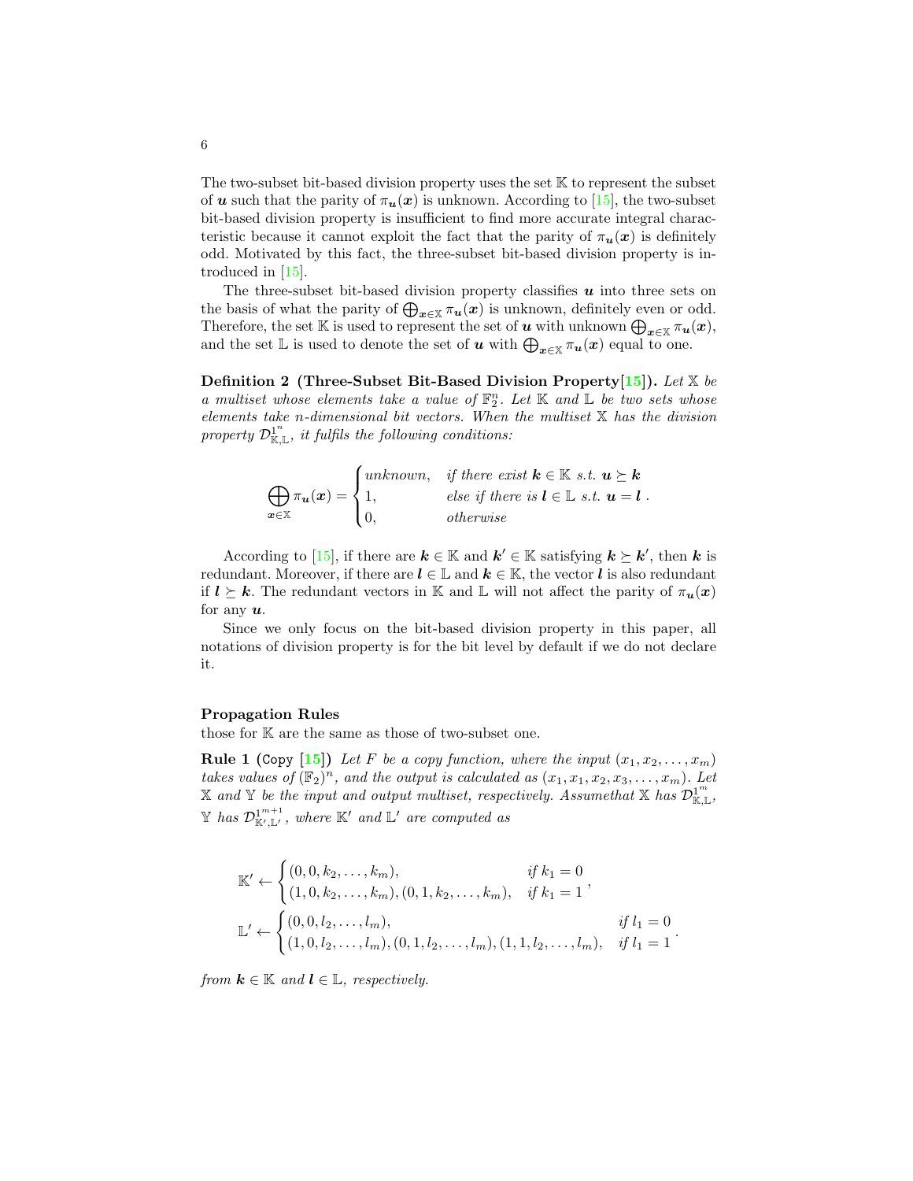The two-subset bit-based division property uses the set $\mathbb{K}$ to represent the subset of $\boldsymbol{u}$ such that the parity of $\pi_{\boldsymbol{u}}(\boldsymbol{x})$ is unknown. According to [15], the two-subset bit-based division property is insufficient to find more accurate integral characteristic because it cannot exploit the fact that the parity of $\pi_{\boldsymbol{u}}(\boldsymbol{x})$ is definitely odd. Motivated by this fact, the three-subset bit-based division property is introduced in [15].

The three-subset bit-based division property classifies $\boldsymbol{u}$ into three sets on the basis of what the parity of $\bigoplus_{\boldsymbol{x}\in\mathbb{X}} \pi_{\boldsymbol{u}}(\boldsymbol{x})$ is unknown, definitely even or odd. Therefore, the set $\mathbb{K}$ is used to represent the set of $\boldsymbol{u}$ with unknown $\bigoplus_{\boldsymbol{x}\in\mathbb{X}} \pi_{\boldsymbol{u}}(\boldsymbol{x})$, and the set $\mathbb{L}$ is used to denote the set of $\boldsymbol{u}$ with $\bigoplus_{\boldsymbol{x}\in\mathbb{X}} \pi_{\boldsymbol{u}}(\boldsymbol{x})$ equal to one.

**Definition 2 (Three-Subset Bit-Based Division Property[15]).** *Let $\mathbb{X}$ be a multiset whose elements take a value of $\mathbb{F}_2^n$. Let $\mathbb{K}$ and $\mathbb{L}$ be two sets whose elements take $n$-dimensional bit vectors. When the multiset $\mathbb{X}$ has the division property $\mathcal{D}^{1^n}_{\mathbb{K},\mathbb{L}}$, it fulfils the following conditions:*

$$\bigoplus_{\boldsymbol{x}\in\mathbb{X}} \pi_{\boldsymbol{u}}(\boldsymbol{x}) = \begin{cases} \textit{unknown}, & \textit{if there exist } \boldsymbol{k}\in\mathbb{K} \textit{ s.t. } \boldsymbol{u}\succeq\boldsymbol{k} \\ 1, & \textit{else if there is } \boldsymbol{l}\in\mathbb{L} \textit{ s.t. } \boldsymbol{u}=\boldsymbol{l} \\ 0, & \textit{otherwise} \end{cases}.$$

According to [15], if there are $\boldsymbol{k}\in\mathbb{K}$ and $\boldsymbol{k}'\in\mathbb{K}$ satisfying $\boldsymbol{k}\succeq\boldsymbol{k}'$, then $\boldsymbol{k}$ is redundant. Moreover, if there are $\boldsymbol{l}\in\mathbb{L}$ and $\boldsymbol{k}\in\mathbb{K}$, the vector $\boldsymbol{l}$ is also redundant if $\boldsymbol{l}\succeq\boldsymbol{k}$. The redundant vectors in $\mathbb{K}$ and $\mathbb{L}$ will not affect the parity of $\pi_{\boldsymbol{u}}(\boldsymbol{x})$ for any $\boldsymbol{u}$.

Since we only focus on the bit-based division property in this paper, all notations of division property is for the bit level by default if we do not declare it.

**Propagation Rules**

those for $\mathbb{K}$ are the same as those of two-subset one.

**Rule 1 (Copy [15])** *Let $F$ be a copy function, where the input $(x_1, x_2, \ldots, x_m)$ takes values of $(\mathbb{F}_2)^n$, and the output is calculated as $(x_1, x_1, x_2, x_3, \ldots, x_m)$. Let $\mathbb{X}$ and $\mathbb{Y}$ be the input and output multiset, respectively. Assumethat $\mathbb{X}$ has $\mathcal{D}^{1^m}_{\mathbb{K},\mathbb{L}}$, $\mathbb{Y}$ has $\mathcal{D}^{1^{m+1}}_{\mathbb{K}',\mathbb{L}'}$, where $\mathbb{K}'$ and $\mathbb{L}'$ are computed as*

$$\mathbb{K}' \leftarrow \begin{cases} (0,0,k_2,\ldots,k_m), & \textit{if } k_1 = 0 \\ (1,0,k_2,\ldots,k_m), (0,1,k_2,\ldots,k_m), & \textit{if } k_1 = 1 \end{cases},$$

$$\mathbb{L}' \leftarrow \begin{cases} (0,0,l_2,\ldots,l_m), & \textit{if } l_1 = 0 \\ (1,0,l_2,\ldots,l_m), (0,1,l_2,\ldots,l_m), (1,1,l_2,\ldots,l_m), & \textit{if } l_1 = 1 \end{cases}.$$

*from $\boldsymbol{k}\in\mathbb{K}$ and $\boldsymbol{l}\in\mathbb{L}$, respectively.*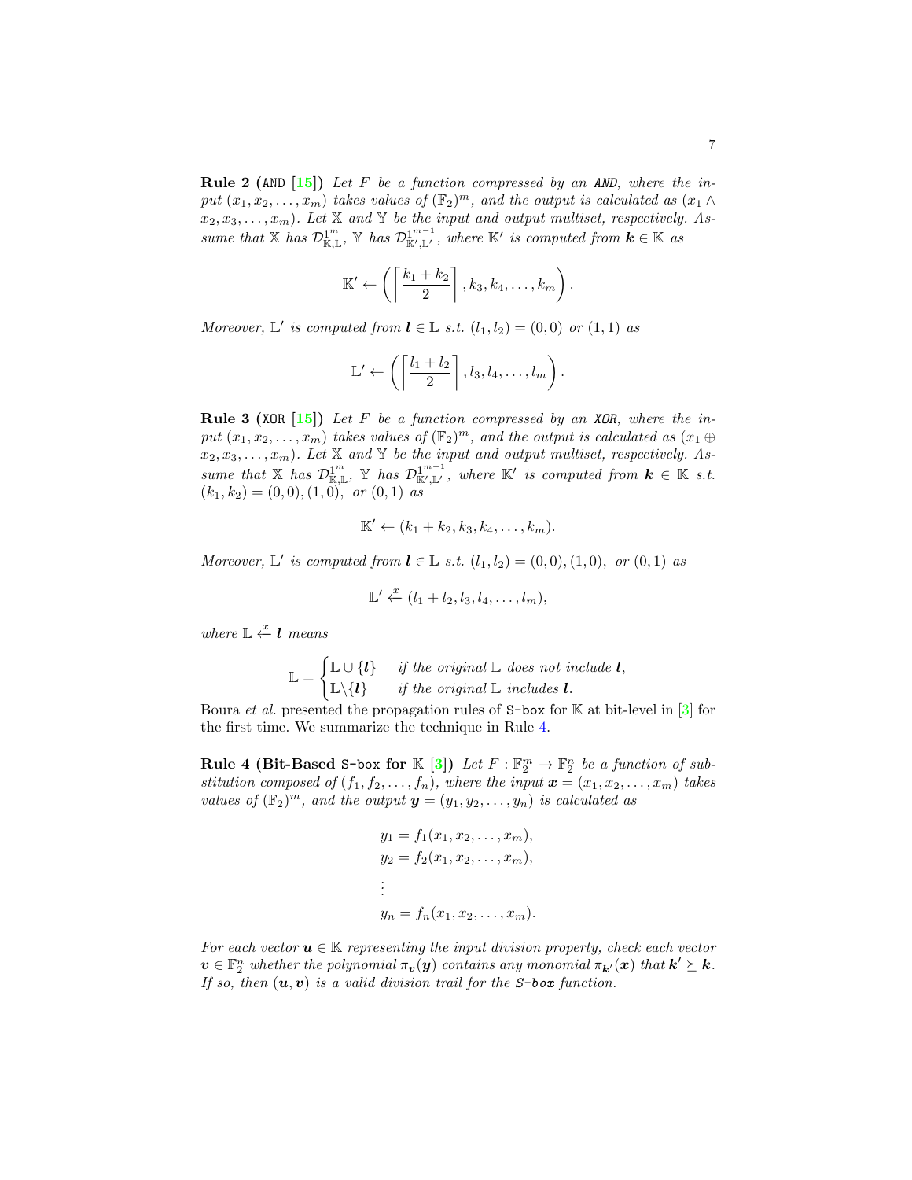**Rule 2 (AND [15])** *Let $F$ be a function compressed by an AND, where the input $(x_1, x_2, \ldots, x_m)$ takes values of $(\mathbb{F}_2)^m$, and the output is calculated as $(x_1 \wedge x_2, x_3, \ldots, x_m)$. Let $\mathbb{X}$ and $\mathbb{Y}$ be the input and output multiset, respectively. Assume that $\mathbb{X}$ has $\mathcal{D}^{1^m}_{\mathbb{K},\mathbb{L}}$, $\mathbb{Y}$ has $\mathcal{D}^{1^{m-1}}_{\mathbb{K}',\mathbb{L}'}$, where $\mathbb{K}'$ is computed from $\boldsymbol{k} \in \mathbb{K}$ as*

$$\mathbb{K}' \leftarrow \left( \left\lceil \frac{k_1 + k_2}{2} \right\rceil, k_3, k_4, \ldots, k_m \right).$$

*Moreover, $\mathbb{L}'$ is computed from $\boldsymbol{l} \in \mathbb{L}$ s.t. $(l_1, l_2) = (0,0)$ or $(1,1)$ as*

$$\mathbb{L}' \leftarrow \left( \left\lceil \frac{l_1 + l_2}{2} \right\rceil, l_3, l_4, \ldots, l_m \right).$$

**Rule 3 (XOR [15])** *Let $F$ be a function compressed by an XOR, where the input $(x_1, x_2, \ldots, x_m)$ takes values of $(\mathbb{F}_2)^m$, and the output is calculated as $(x_1 \oplus x_2, x_3, \ldots, x_m)$. Let $\mathbb{X}$ and $\mathbb{Y}$ be the input and output multiset, respectively. Assume that $\mathbb{X}$ has $\mathcal{D}^{1^m}_{\mathbb{K},\mathbb{L}}$, $\mathbb{Y}$ has $\mathcal{D}^{1^{m-1}}_{\mathbb{K}',\mathbb{L}'}$, where $\mathbb{K}'$ is computed from $\boldsymbol{k} \in \mathbb{K}$ s.t. $(k_1, k_2) = (0,0), (1,0),$ or $(0,1)$ as*

$$\mathbb{K}' \leftarrow (k_1 + k_2, k_3, k_4, \ldots, k_m).$$

*Moreover, $\mathbb{L}'$ is computed from $\boldsymbol{l} \in \mathbb{L}$ s.t. $(l_1, l_2) = (0,0), (1,0),$ or $(0,1)$ as*

$$\mathbb{L}' \xleftarrow{x} (l_1 + l_2, l_3, l_4, \ldots, l_m),$$

*where $\mathbb{L} \xleftarrow{x} \boldsymbol{l}$ means*

$$\mathbb{L} = \begin{cases} \mathbb{L} \cup \{\boldsymbol{l}\} & \text{if the original } \mathbb{L} \text{ does not include } \boldsymbol{l}, \\ \mathbb{L} \backslash \{\boldsymbol{l}\} & \text{if the original } \mathbb{L} \text{ includes } \boldsymbol{l}. \end{cases}$$

Boura *et al.* presented the propagation rules of S-box for $\mathbb{K}$ at bit-level in [3] for the first time. We summarize the technique in Rule 4.

**Rule 4 (Bit-Based S-box for $\mathbb{K}$ [3])** *Let $F : \mathbb{F}_2^m \to \mathbb{F}_2^n$ be a function of substitution composed of $(f_1, f_2, \ldots, f_n)$, where the input $\boldsymbol{x} = (x_1, x_2, \ldots, x_m)$ takes values of $(\mathbb{F}_2)^m$, and the output $\boldsymbol{y} = (y_1, y_2, \ldots, y_n)$ is calculated as*

$$\begin{aligned} y_1 &= f_1(x_1, x_2, \ldots, x_m), \\ y_2 &= f_2(x_1, x_2, \ldots, x_m), \\ &\vdots \\ y_n &= f_n(x_1, x_2, \ldots, x_m). \end{aligned}$$

*For each vector $\boldsymbol{u} \in \mathbb{K}$ representing the input division property, check each vector $\boldsymbol{v} \in \mathbb{F}_2^n$ whether the polynomial $\pi_{\boldsymbol{v}}(\boldsymbol{y})$ contains any monomial $\pi_{\boldsymbol{k}'}(\boldsymbol{x})$ that $\boldsymbol{k}' \succeq \boldsymbol{k}$. If so, then $(\boldsymbol{u}, \boldsymbol{v})$ is a valid division trail for the S-box function.*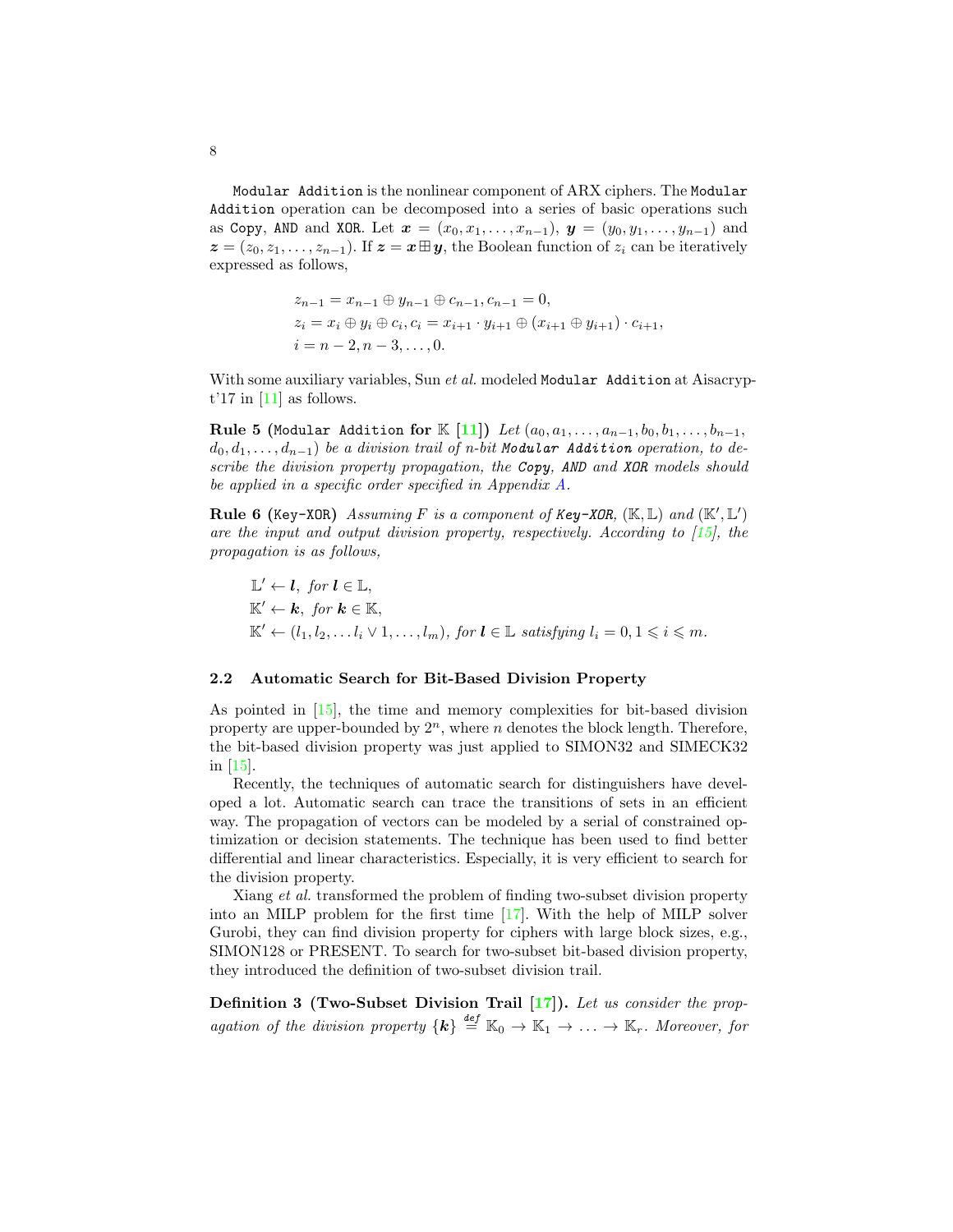`Modular Addition` is the nonlinear component of ARX ciphers. The `Modular Addition` operation can be decomposed into a series of basic operations such as `Copy`, `AND` and `XOR`. Let $\boldsymbol{x} = (x_0, x_1, \ldots, x_{n-1})$, $\boldsymbol{y} = (y_0, y_1, \ldots, y_{n-1})$ and $\boldsymbol{z} = (z_0, z_1, \ldots, z_{n-1})$. If $\boldsymbol{z} = \boldsymbol{x} \boxplus \boldsymbol{y}$, the Boolean function of $z_i$ can be iteratively expressed as follows,

$$
\begin{aligned}
&z_{n-1} = x_{n-1} \oplus y_{n-1} \oplus c_{n-1}, c_{n-1} = 0, \\
&z_i = x_i \oplus y_i \oplus c_i, c_i = x_{i+1} \cdot y_{i+1} \oplus (x_{i+1} \oplus y_{i+1}) \cdot c_{i+1}, \\
&i = n-2, n-3, \ldots, 0.
\end{aligned}
$$

With some auxiliary variables, Sun *et al.* modeled `Modular Addition` at Aisacrypt'17 in [11] as follows.

**Rule 5** (`Modular Addition` **for** $\mathbb{K}$ **[11]**) *Let* $(a_0, a_1, \ldots, a_{n-1}, b_0, b_1, \ldots, b_{n-1}, d_0, d_1, \ldots, d_{n-1})$ *be a division trail of n-bit* ***Modular Addition*** *operation, to describe the division property propagation, the* ***Copy****,* ***AND*** *and* ***XOR*** *models should be applied in a specific order specified in Appendix A.*

**Rule 6** (`Key-XOR`) *Assuming F is a component of* ***Key-XOR****,* $(\mathbb{K}, \mathbb{L})$ *and* $(\mathbb{K}', \mathbb{L}')$ *are the input and output division property, respectively. According to [15], the propagation is as follows,*

$$
\begin{aligned}
&\mathbb{L}' \leftarrow \boldsymbol{l}, \text{ for } \boldsymbol{l} \in \mathbb{L}, \\
&\mathbb{K}' \leftarrow \boldsymbol{k}, \text{ for } \boldsymbol{k} \in \mathbb{K}, \\
&\mathbb{K}' \leftarrow (l_1, l_2, \ldots l_i \vee 1, \ldots, l_m), \text{ for } \boldsymbol{l} \in \mathbb{L} \text{ satisfying } l_i = 0, 1 \leqslant i \leqslant m.
\end{aligned}
$$

### 2.2 Automatic Search for Bit-Based Division Property

As pointed in [15], the time and memory complexities for bit-based division property are upper-bounded by $2^n$, where $n$ denotes the block length. Therefore, the bit-based division property was just applied to SIMON32 and SIMECK32 in [15].

Recently, the techniques of automatic search for distinguishers have developed a lot. Automatic search can trace the transitions of sets in an efficient way. The propagation of vectors can be modeled by a serial of constrained optimization or decision statements. The technique has been used to find better differential and linear characteristics. Especially, it is very efficient to search for the division property.

Xiang *et al.* transformed the problem of finding two-subset division property into an MILP problem for the first time [17]. With the help of MILP solver Gurobi, they can find division property for ciphers with large block sizes, e.g., SIMON128 or PRESENT. To search for two-subset bit-based division property, they introduced the definition of two-subset division trail.

**Definition 3 (Two-Subset Division Trail [17]).** *Let us consider the propagation of the division property* $\{\boldsymbol{k}\} \stackrel{def}{=} \mathbb{K}_0 \rightarrow \mathbb{K}_1 \rightarrow \ldots \rightarrow \mathbb{K}_r$*. Moreover, for*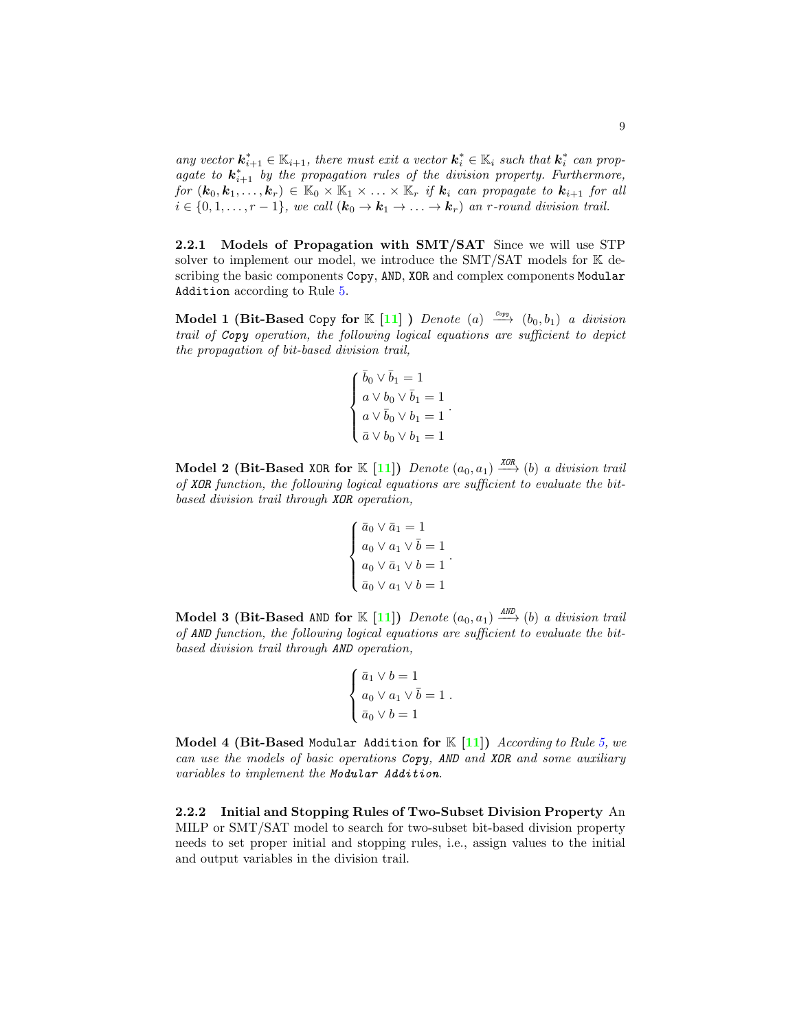*any vector $\boldsymbol{k}^*_{i+1} \in \mathbb{K}_{i+1}$, there must exit a vector $\boldsymbol{k}^*_i \in \mathbb{K}_i$ such that $\boldsymbol{k}^*_i$ can propagate to $\boldsymbol{k}^*_{i+1}$ by the propagation rules of the division property. Furthermore, for $(\boldsymbol{k}_0, \boldsymbol{k}_1, \ldots, \boldsymbol{k}_r) \in \mathbb{K}_0 \times \mathbb{K}_1 \times \ldots \times \mathbb{K}_r$ if $\boldsymbol{k}_i$ can propagate to $\boldsymbol{k}_{i+1}$ for all $i \in \{0, 1, \ldots, r-1\}$, we call $(\boldsymbol{k}_0 \rightarrow \boldsymbol{k}_1 \rightarrow \ldots \rightarrow \boldsymbol{k}_r)$ an r-round division trail.*

**2.2.1 Models of Propagation with SMT/SAT** Since we will use STP solver to implement our model, we introduce the SMT/SAT models for $\mathbb{K}$ describing the basic components `Copy`, `AND`, `XOR` and complex components `Modular Addition` according to Rule 5.

**Model 1 (Bit-Based `Copy` for $\mathbb{K}$ [11] )** *Denote $(a) \xrightarrow{Copy} (b_0, b_1)$ a division trail of **Copy** operation, the following logical equations are sufficient to depict the propagation of bit-based division trail,*

$$
\begin{cases}
\bar{b}_0 \vee \bar{b}_1 = 1 \\
a \vee b_0 \vee \bar{b}_1 = 1 \\
a \vee \bar{b}_0 \vee b_1 = 1 \\
\bar{a} \vee b_0 \vee b_1 = 1
\end{cases}.
$$

**Model 2 (Bit-Based `XOR` for $\mathbb{K}$ [11])** *Denote $(a_0, a_1) \xrightarrow{XOR} (b)$ a division trail of **XOR** function, the following logical equations are sufficient to evaluate the bit-based division trail through **XOR** operation,*

$$
\begin{cases}
\bar{a}_0 \vee \bar{a}_1 = 1 \\
a_0 \vee a_1 \vee \bar{b} = 1 \\
a_0 \vee \bar{a}_1 \vee b = 1 \\
\bar{a}_0 \vee a_1 \vee b = 1
\end{cases}.
$$

**Model 3 (Bit-Based `AND` for $\mathbb{K}$ [11])** *Denote $(a_0, a_1) \xrightarrow{AND} (b)$ a division trail of **AND** function, the following logical equations are sufficient to evaluate the bit-based division trail through **AND** operation,*

$$
\begin{cases}
\bar{a}_1 \vee b = 1 \\
a_0 \vee a_1 \vee \bar{b} = 1 \\
\bar{a}_0 \vee b = 1
\end{cases}.
$$

**Model 4 (Bit-Based `Modular Addition` for $\mathbb{K}$ [11])** *According to Rule 5, we can use the models of basic operations **Copy**, **AND** and **XOR** and some auxiliary variables to implement the **Modular Addition**.*

**2.2.2 Initial and Stopping Rules of Two-Subset Division Property** An MILP or SMT/SAT model to search for two-subset bit-based division property needs to set proper initial and stopping rules, i.e., assign values to the initial and output variables in the division trail.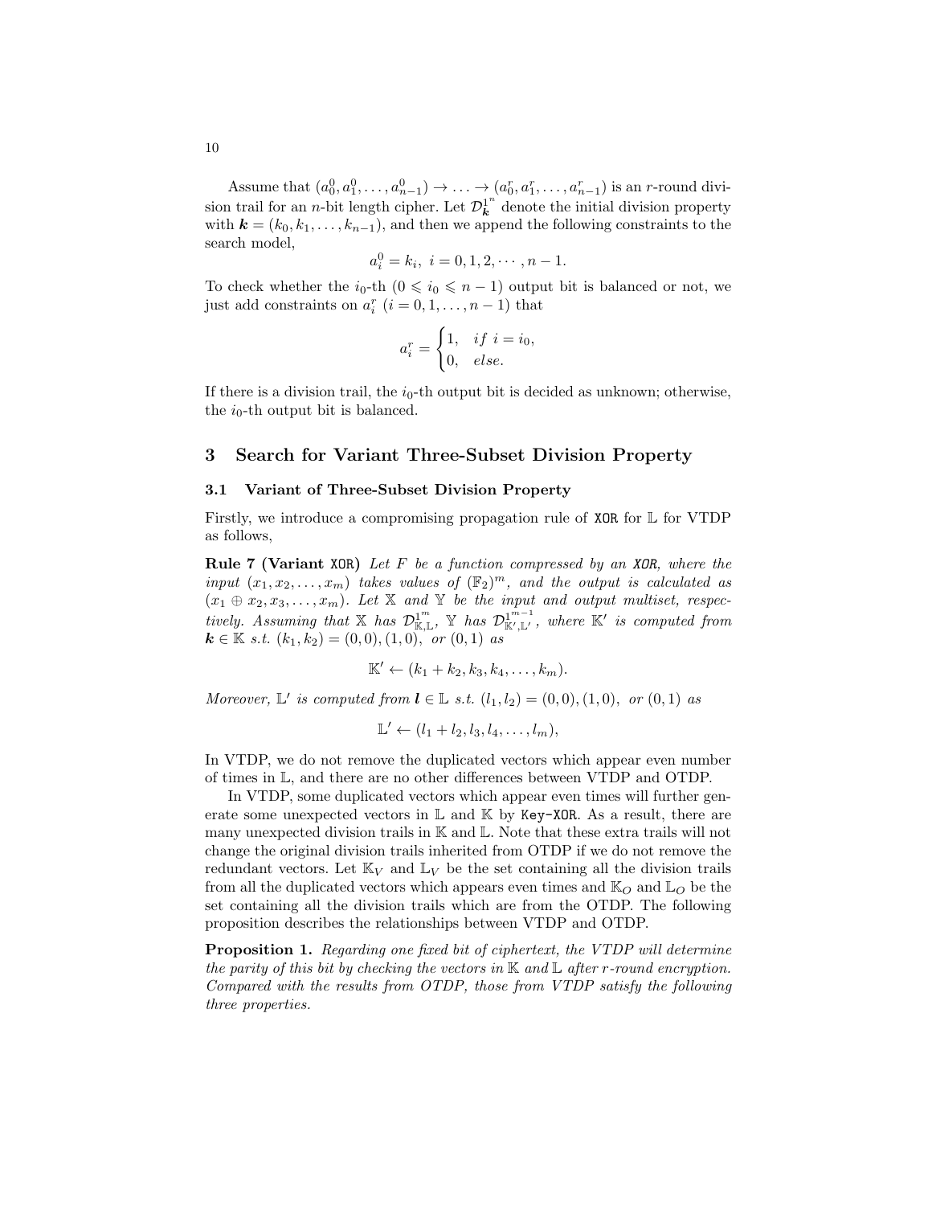Assume that $(a_0^0, a_1^0, \ldots, a_{n-1}^0) \to \ldots \to (a_0^r, a_1^r, \ldots, a_{n-1}^r)$ is an $r$-round division trail for an $n$-bit length cipher. Let $\mathcal{D}_{\boldsymbol{k}}^{1^n}$ denote the initial division property with $\boldsymbol{k} = (k_0, k_1, \ldots, k_{n-1})$, and then we append the following constraints to the search model,

$$a_i^0 = k_i, \; i = 0, 1, 2, \cdots, n-1.$$

To check whether the $i_0$-th $(0 \leqslant i_0 \leqslant n-1)$ output bit is balanced or not, we just add constraints on $a_i^r$ $(i = 0, 1, \ldots, n-1)$ that

$$a_i^r = \begin{cases} 1, & if \; i = i_0, \\ 0, & else. \end{cases}$$

If there is a division trail, the $i_0$-th output bit is decided as unknown; otherwise, the $i_0$-th output bit is balanced.

## 3 Search for Variant Three-Subset Division Property

### 3.1 Variant of Three-Subset Division Property

Firstly, we introduce a compromising propagation rule of XOR for $\mathbb{L}$ for VTDP as follows,

**Rule 7 (Variant XOR)** *Let $F$ be a function compressed by an XOR, where the input $(x_1, x_2, \ldots, x_m)$ takes values of $(\mathbb{F}_2)^m$, and the output is calculated as $(x_1 \oplus x_2, x_3, \ldots, x_m)$. Let $\mathbb{X}$ and $\mathbb{Y}$ be the input and output multiset, respectively. Assuming that $\mathbb{X}$ has $\mathcal{D}_{\mathbb{K},\mathbb{L}}^{1^m}$, $\mathbb{Y}$ has $\mathcal{D}_{\mathbb{K}',\mathbb{L}'}^{1^{m-1}}$, where $\mathbb{K}'$ is computed from $\boldsymbol{k} \in \mathbb{K}$ s.t. $(k_1, k_2) = (0,0), (1,0),$ or $(0,1)$ as*

$$\mathbb{K}' \leftarrow (k_1 + k_2, k_3, k_4, \ldots, k_m).$$

*Moreover, $\mathbb{L}'$ is computed from $\boldsymbol{l} \in \mathbb{L}$ s.t. $(l_1, l_2) = (0,0), (1,0),$ or $(0,1)$ as*

$$\mathbb{L}' \leftarrow (l_1 + l_2, l_3, l_4, \ldots, l_m),$$

In VTDP, we do not remove the duplicated vectors which appear even number of times in $\mathbb{L}$, and there are no other differences between VTDP and OTDP.

In VTDP, some duplicated vectors which appear even times will further generate some unexpected vectors in $\mathbb{L}$ and $\mathbb{K}$ by Key-XOR. As a result, there are many unexpected division trails in $\mathbb{K}$ and $\mathbb{L}$. Note that these extra trails will not change the original division trails inherited from OTDP if we do not remove the redundant vectors. Let $\mathbb{K}_V$ and $\mathbb{L}_V$ be the set containing all the division trails from all the duplicated vectors which appears even times and $\mathbb{K}_O$ and $\mathbb{L}_O$ be the set containing all the division trails which are from the OTDP. The following proposition describes the relationships between VTDP and OTDP.

**Proposition 1.** *Regarding one fixed bit of ciphertext, the VTDP will determine the parity of this bit by checking the vectors in $\mathbb{K}$ and $\mathbb{L}$ after $r$-round encryption. Compared with the results from OTDP, those from VTDP satisfy the following three properties.*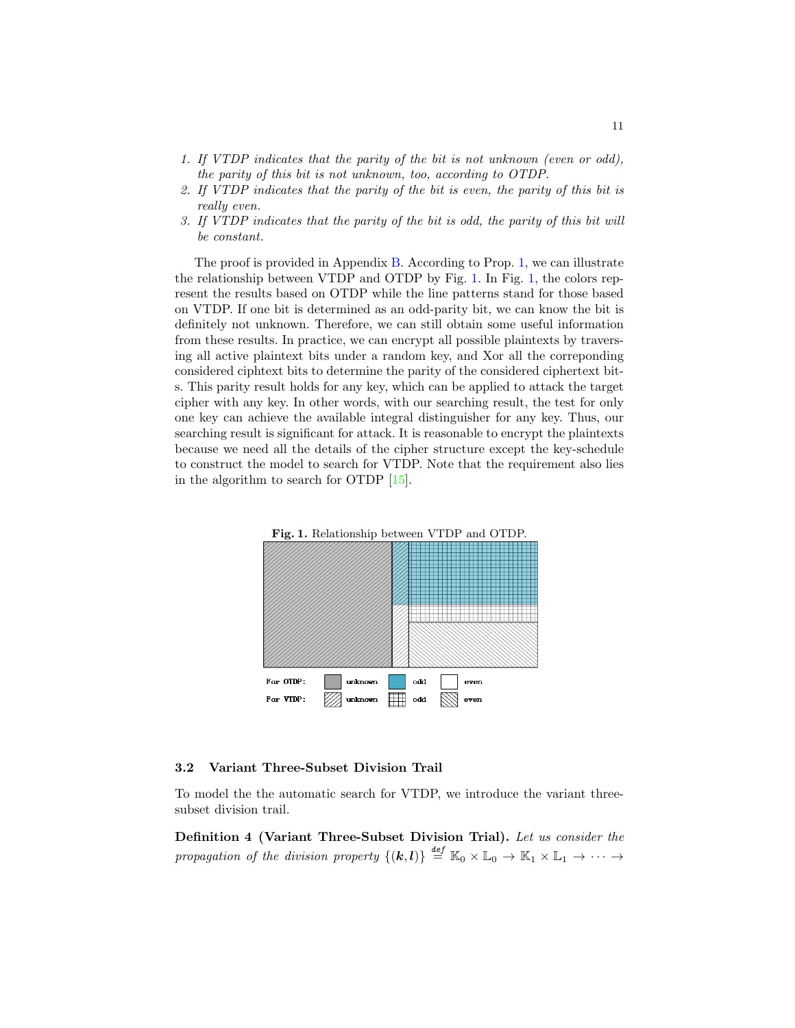1. *If VTDP indicates that the parity of the bit is not unknown (even or odd), the parity of this bit is not unknown, too, according to OTDP.*
2. *If VTDP indicates that the parity of the bit is even, the parity of this bit is really even.*
3. *If VTDP indicates that the parity of the bit is odd, the parity of this bit will be constant.*

The proof is provided in Appendix B. According to Prop. 1, we can illustrate the relationship between VTDP and OTDP by Fig. 1. In Fig. 1, the colors represent the results based on OTDP while the line patterns stand for those based on VTDP. If one bit is determined as an odd-parity bit, we can know the bit is definitely not unknown. Therefore, we can still obtain some useful information from these results. In practice, we can encrypt all possible plaintexts by traversing all active plaintext bits under a random key, and Xor all the correponding considered ciphtext bits to determine the parity of the considered ciphertext bits. This parity result holds for any key, which can be applied to attack the target cipher with any key. In other words, with our searching result, the test for only one key can achieve the available integral distinguisher for any key. Thus, our searching result is significant for attack. It is reasonable to encrypt the plaintexts because we need all the details of the cipher structure except the key-schedule to construct the model to search for VTDP. Note that the requirement also lies in the algorithm to search for OTDP [15].

**Fig. 1.** Relationship between VTDP and OTDP.

For OTDP: unknown, odd, even

For VTDP: unknown, odd, even

### 3.2 Variant Three-Subset Division Trail

To model the the automatic search for VTDP, we introduce the variant three-subset division trail.

**Definition 4 (Variant Three-Subset Division Trial).** *Let us consider the propagation of the division property* $\{(\boldsymbol{k}, \boldsymbol{l})\} \stackrel{def}{=} \mathbb{K}_0 \times \mathbb{L}_0 \to \mathbb{K}_1 \times \mathbb{L}_1 \to \cdots \to$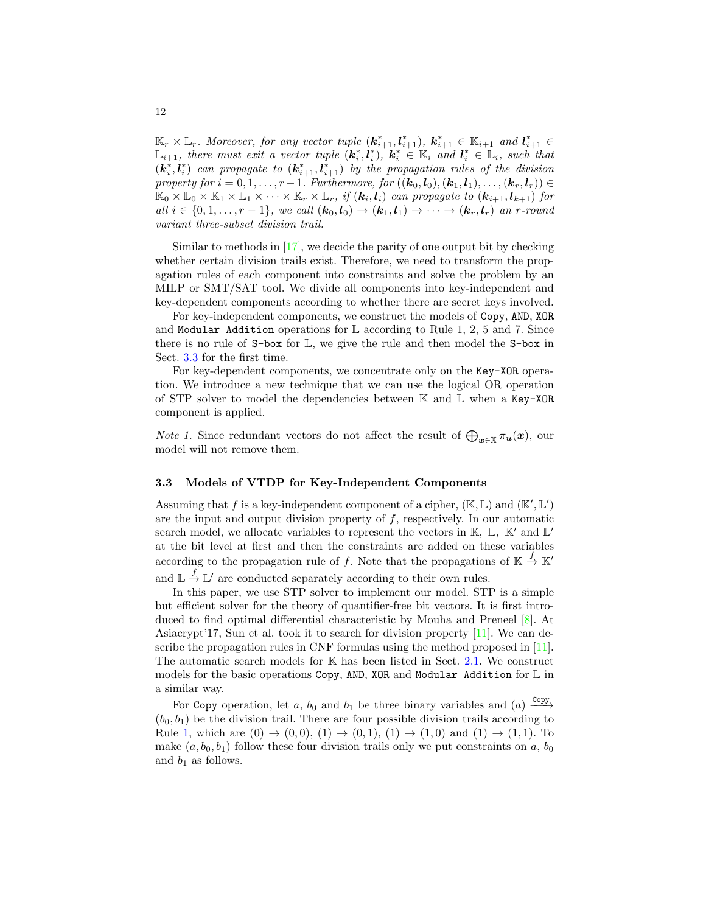$\mathbb{K}_r \times \mathbb{L}_r$. *Moreover, for any vector tuple* $(\boldsymbol{k}^*_{i+1}, \boldsymbol{l}^*_{i+1})$*,* $\boldsymbol{k}^*_{i+1} \in \mathbb{K}_{i+1}$ *and* $\boldsymbol{l}^*_{i+1} \in \mathbb{L}_{i+1}$*, there must exit a vector tuple* $(\boldsymbol{k}^*_i, \boldsymbol{l}^*_i)$*,* $\boldsymbol{k}^*_i \in \mathbb{K}_i$ *and* $\boldsymbol{l}^*_i \in \mathbb{L}_i$*, such that* $(\boldsymbol{k}^*_i, \boldsymbol{l}^*_i)$ *can propagate to* $(\boldsymbol{k}^*_{i+1}, \boldsymbol{l}^*_{i+1})$ *by the propagation rules of the division property for* $i = 0, 1, \ldots, r-1$*. Furthermore, for* $((\boldsymbol{k}_0, \boldsymbol{l}_0), (\boldsymbol{k}_1, \boldsymbol{l}_1), \ldots, (\boldsymbol{k}_r, \boldsymbol{l}_r)) \in \mathbb{K}_0 \times \mathbb{L}_0 \times \mathbb{K}_1 \times \mathbb{L}_1 \times \cdots \times \mathbb{K}_r \times \mathbb{L}_r$*, if* $(\boldsymbol{k}_i, \boldsymbol{l}_i)$ *can propagate to* $(\boldsymbol{k}_{i+1}, \boldsymbol{l}_{k+1})$ *for all* $i \in \{0, 1, \ldots, r-1\}$*, we call* $(\boldsymbol{k}_0, \boldsymbol{l}_0) \to (\boldsymbol{k}_1, \boldsymbol{l}_1) \to \cdots \to (\boldsymbol{k}_r, \boldsymbol{l}_r)$ *an r-round variant three-subset division trail.*

Similar to methods in [17], we decide the parity of one output bit by checking whether certain division trails exist. Therefore, we need to transform the propagation rules of each component into constraints and solve the problem by an MILP or SMT/SAT tool. We divide all components into key-independent and key-dependent components according to whether there are secret keys involved.

For key-independent components, we construct the models of `Copy`, `AND`, `XOR` and `Modular Addition` operations for $\mathbb{L}$ according to Rule 1, 2, 5 and 7. Since there is no rule of `S-box` for $\mathbb{L}$, we give the rule and then model the `S-box` in Sect. 3.3 for the first time.

For key-dependent components, we concentrate only on the `Key-XOR` operation. We introduce a new technique that we can use the logical OR operation of STP solver to model the dependencies between $\mathbb{K}$ and $\mathbb{L}$ when a `Key-XOR` component is applied.

*Note 1.* Since redundant vectors do not affect the result of $\bigoplus_{\boldsymbol{x} \in \mathbb{X}} \pi_{\boldsymbol{u}}(\boldsymbol{x})$, our model will not remove them.

### 3.3 Models of VTDP for Key-Independent Components

Assuming that $f$ is a key-independent component of a cipher, $(\mathbb{K}, \mathbb{L})$ and $(\mathbb{K}', \mathbb{L}')$ are the input and output division property of $f$, respectively. In our automatic search model, we allocate variables to represent the vectors in $\mathbb{K}$, $\mathbb{L}$, $\mathbb{K}'$ and $\mathbb{L}'$ at the bit level at first and then the constraints are added on these variables according to the propagation rule of $f$. Note that the propagations of $\mathbb{K} \xrightarrow{f} \mathbb{K}'$ and $\mathbb{L} \xrightarrow{f} \mathbb{L}'$ are conducted separately according to their own rules.

In this paper, we use STP solver to implement our model. STP is a simple but efficient solver for the theory of quantifier-free bit vectors. It is first introduced to find optimal differential characteristic by Mouha and Preneel [8]. At Asiacrypt'17, Sun et al. took it to search for division property [11]. We can describe the propagation rules in CNF formulas using the method proposed in [11]. The automatic search models for $\mathbb{K}$ has been listed in Sect. 2.1. We construct models for the basic operations `Copy`, `AND`, `XOR` and `Modular Addition` for $\mathbb{L}$ in a similar way.

For `Copy` operation, let $a$, $b_0$ and $b_1$ be three binary variables and $(a) \xrightarrow{\texttt{Copy}} (b_0, b_1)$ be the division trail. There are four possible division trails according to Rule 1, which are $(0) \to (0, 0)$, $(1) \to (0, 1)$, $(1) \to (1, 0)$ and $(1) \to (1, 1)$. To make $(a, b_0, b_1)$ follow these four division trails only we put constraints on $a$, $b_0$ and $b_1$ as follows.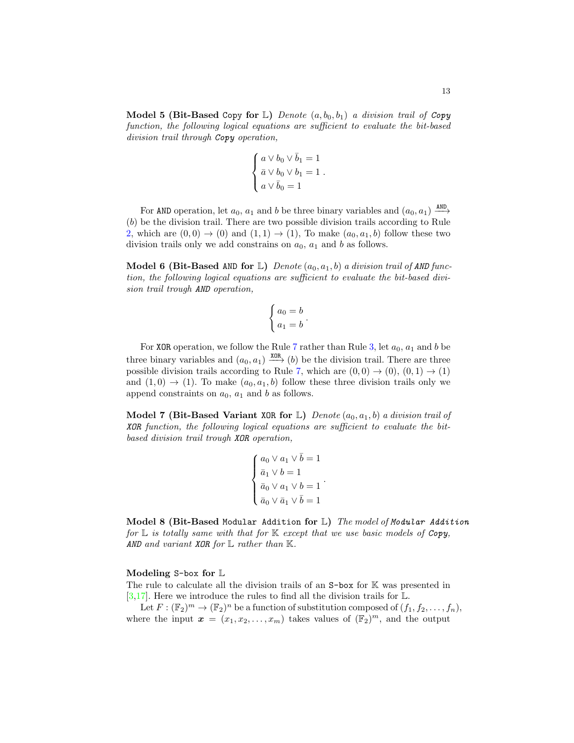**Model 5 (Bit-Based** `Copy` **for $\mathbb{L}$)** *Denote $(a, b_0, b_1)$ a division trail of* ***Copy*** *function, the following logical equations are sufficient to evaluate the bit-based division trail through* ***Copy*** *operation,*

$$\begin{cases} a \vee b_0 \vee \bar{b}_1 = 1 \\ \bar{a} \vee b_0 \vee b_1 = 1 \\ a \vee \bar{b}_0 = 1 \end{cases}.$$

For `AND` operation, let $a_0$, $a_1$ and $b$ be three binary variables and $(a_0, a_1) \xrightarrow{\texttt{AND}} (b)$ be the division trail. There are two possible division trails according to Rule 2, which are $(0,0) \rightarrow (0)$ and $(1,1) \rightarrow (1)$, To make $(a_0, a_1, b)$ follow these two division trails only we add constrains on $a_0$, $a_1$ and $b$ as follows.

**Model 6 (Bit-Based** `AND` **for $\mathbb{L}$)** *Denote $(a_0, a_1, b)$ a division trail of* ***AND*** *function, the following logical equations are sufficient to evaluate the bit-based division trail trough* ***AND*** *operation,*

$$\begin{cases} a_0 = b \\ a_1 = b \end{cases}.$$

For `XOR` operation, we follow the Rule 7 rather than Rule 3, let $a_0$, $a_1$ and $b$ be three binary variables and $(a_0, a_1) \xrightarrow{\texttt{XOR}} (b)$ be the division trail. There are three possible division trails according to Rule 7, which are $(0,0) \rightarrow (0)$, $(0,1) \rightarrow (1)$ and $(1,0) \rightarrow (1)$. To make $(a_0, a_1, b)$ follow these three division trails only we append constraints on $a_0$, $a_1$ and $b$ as follows.

**Model 7 (Bit-Based Variant** `XOR` **for $\mathbb{L}$)** *Denote $(a_0, a_1, b)$ a division trail of* ***XOR*** *function, the following logical equations are sufficient to evaluate the bit-based division trail trough* ***XOR*** *operation,*

$$\begin{cases} a_0 \vee a_1 \vee \bar{b} = 1 \\ \bar{a}_1 \vee b = 1 \\ \bar{a}_0 \vee a_1 \vee b = 1 \\ \bar{a}_0 \vee \bar{a}_1 \vee \bar{b} = 1 \end{cases}.$$

**Model 8 (Bit-Based** `Modular Addition` **for $\mathbb{L}$)** *The model of* ***Modular Addition*** *for $\mathbb{L}$ is totally same with that for $\mathbb{K}$ except that we use basic models of* ***Copy****,* ***AND*** *and variant* ***XOR*** *for $\mathbb{L}$ rather than $\mathbb{K}$.*

**Modeling** `S-box` **for $\mathbb{L}$**

The rule to calculate all the division trails of an `S-box` for $\mathbb{K}$ was presented in [3,17]. Here we introduce the rules to find all the division trails for $\mathbb{L}$.

Let $F : (\mathbb{F}_2)^m \rightarrow (\mathbb{F}_2)^n$ be a function of substitution composed of $(f_1, f_2, \ldots, f_n)$, where the input $\boldsymbol{x} = (x_1, x_2, \ldots, x_m)$ takes values of $(\mathbb{F}_2)^m$, and the output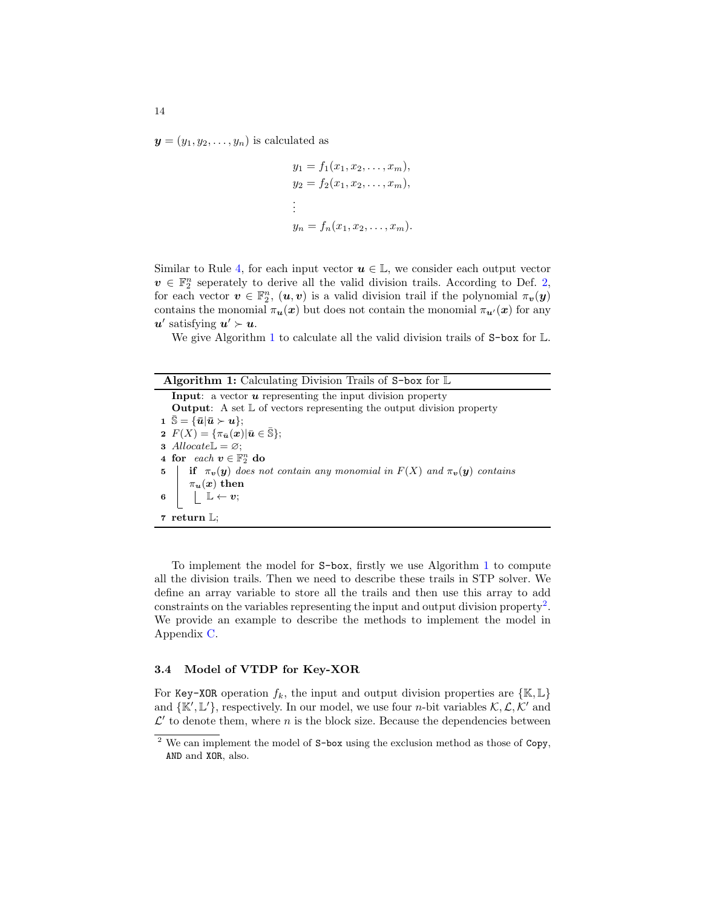$\boldsymbol{y} = (y_1, y_2, \ldots, y_n)$ is calculated as

$$
\begin{aligned}
y_1 &= f_1(x_1, x_2, \ldots, x_m), \\
y_2 &= f_2(x_1, x_2, \ldots, x_m), \\
&\vdots \\
y_n &= f_n(x_1, x_2, \ldots, x_m).
\end{aligned}
$$

Similar to Rule 4, for each input vector $\boldsymbol{u} \in \mathbb{L}$, we consider each output vector $\boldsymbol{v} \in \mathbb{F}_2^n$ seperately to derive all the valid division trails. According to Def. 2, for each vector $\boldsymbol{v} \in \mathbb{F}_2^n$, $(\boldsymbol{u}, \boldsymbol{v})$ is a valid division trail if the polynomial $\pi_{\boldsymbol{v}}(\boldsymbol{y})$ contains the monomial $\pi_{\boldsymbol{u}}(\boldsymbol{x})$ but does not contain the monomial $\pi_{\boldsymbol{u}'}(\boldsymbol{x})$ for any $\boldsymbol{u}'$ satisfying $\boldsymbol{u}' \succ \boldsymbol{u}$.

We give Algorithm 1 to calculate all the valid division trails of S-box for $\mathbb{L}$.

**Algorithm 1:** Calculating Division Trails of S-box for $\mathbb{L}$

```
Input: a vector u representing the input division property
Output: A set 𝕃 of vectors representing the output division property
1 S̄ = {ū | ū ≻ u};
2 F(X) = {π_ū(x) | ū ∈ S̄};
3 Allocate 𝕃 = ∅;
4 for each v ∈ F_2^n do
5     if π_v(y) does not contain any monomial in F(X) and π_v(y) contains
      π_u(x) then
6         𝕃 ← v;
7 return 𝕃;
```

To implement the model for S-box, firstly we use Algorithm 1 to compute all the division trails. Then we need to describe these trails in STP solver. We define an array variable to store all the trails and then use this array to add constraints on the variables representing the input and output division property[2]. We provide an example to describe the methods to implement the model in Appendix C.

### 3.4 Model of VTDP for Key-XOR

For Key-XOR operation $f_k$, the input and output division properties are $\{\mathbb{K}, \mathbb{L}\}$ and $\{\mathbb{K}', \mathbb{L}'\}$, respectively. In our model, we use four $n$-bit variables $\mathcal{K}, \mathcal{L}, \mathcal{K}'$ and $\mathcal{L}'$ to denote them, where $n$ is the block size. Because the dependencies between

[2] We can implement the model of S-box using the exclusion method as those of Copy, AND and XOR, also.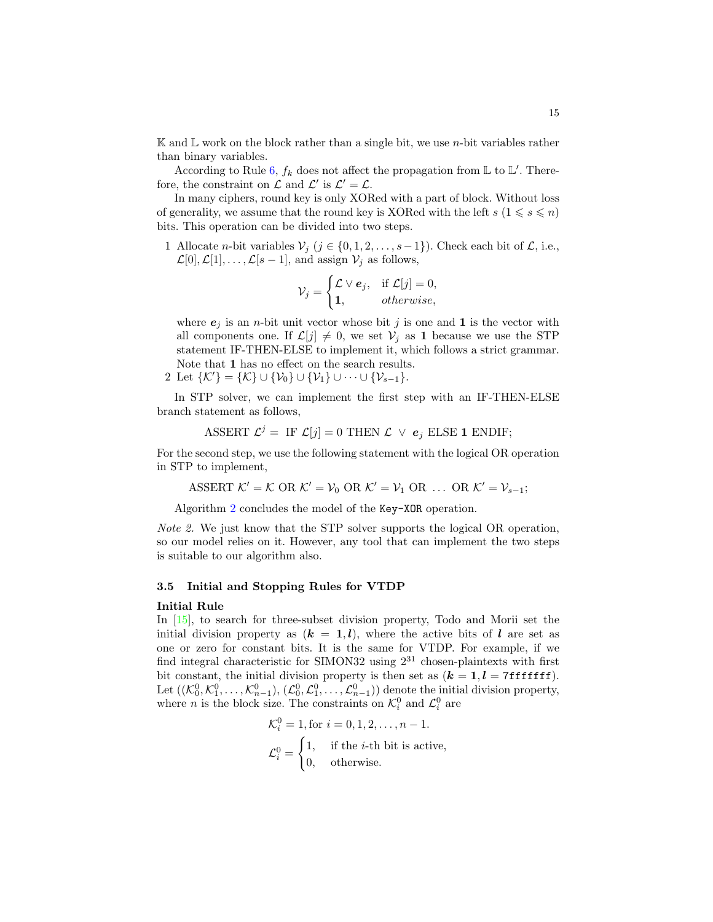$\mathbb{K}$ and $\mathbb{L}$ work on the block rather than a single bit, we use $n$-bit variables rather than binary variables.

According to Rule 6, $f_k$ does not affect the propagation from $\mathbb{L}$ to $\mathbb{L}'$. Therefore, the constraint on $\mathcal{L}$ and $\mathcal{L}'$ is $\mathcal{L}' = \mathcal{L}$.

In many ciphers, round key is only XORed with a part of block. Without loss of generality, we assume that the round key is XORed with the left $s$ $(1 \leqslant s \leqslant n)$ bits. This operation can be divided into two steps.

1 Allocate $n$-bit variables $\mathcal{V}_j$ $(j \in \{0, 1, 2, \ldots, s-1\})$. Check each bit of $\mathcal{L}$, i.e., $\mathcal{L}[0], \mathcal{L}[1], \ldots, \mathcal{L}[s-1]$, and assign $\mathcal{V}_j$ as follows,

$$\mathcal{V}_j = \begin{cases} \mathcal{L} \vee \boldsymbol{e}_j, & \text{if } \mathcal{L}[j] = 0, \\ \mathbf{1}, & \textit{otherwise}, \end{cases}$$

where $\boldsymbol{e}_j$ is an $n$-bit unit vector whose bit $j$ is one and $\mathbf{1}$ is the vector with all components one. If $\mathcal{L}[j] \neq 0$, we set $\mathcal{V}_j$ as $\mathbf{1}$ because we use the STP statement IF-THEN-ELSE to implement it, which follows a strict grammar. Note that $\mathbf{1}$ has no effect on the search results.

2 Let $\{\mathcal{K}'\} = \{\mathcal{K}\} \cup \{\mathcal{V}_0\} \cup \{\mathcal{V}_1\} \cup \cdots \cup \{\mathcal{V}_{s-1}\}$.

In STP solver, we can implement the first step with an IF-THEN-ELSE branch statement as follows,

$$\text{ASSERT } \mathcal{L}^j = \text{ IF } \mathcal{L}[j] = 0 \text{ THEN } \mathcal{L} \ \vee \ \boldsymbol{e}_j \text{ ELSE } \mathbf{1} \text{ ENDIF;}$$

For the second step, we use the following statement with the logical OR operation in STP to implement,

$$\text{ASSERT } \mathcal{K}' = \mathcal{K} \text{ OR } \mathcal{K}' = \mathcal{V}_0 \text{ OR } \mathcal{K}' = \mathcal{V}_1 \text{ OR } \ \ldots \ \text{ OR } \mathcal{K}' = \mathcal{V}_{s-1};$$

Algorithm 2 concludes the model of the `Key-XOR` operation.

*Note 2.* We just know that the STP solver supports the logical OR operation, so our model relies on it. However, any tool that can implement the two steps is suitable to our algorithm also.

### 3.5 Initial and Stopping Rules for VTDP

**Initial Rule**

In [15], to search for three-subset division property, Todo and Morii set the initial division property as $(\boldsymbol{k} = \mathbf{1}, \boldsymbol{l})$, where the active bits of $\boldsymbol{l}$ are set as one or zero for constant bits. It is the same for VTDP. For example, if we find integral characteristic for SIMON32 using $2^{31}$ chosen-plaintexts with first bit constant, the initial division property is then set as $(\boldsymbol{k} = \mathbf{1}, \boldsymbol{l} = \texttt{7fffffff})$. Let $((\mathcal{K}_0^0, \mathcal{K}_1^0, \ldots, \mathcal{K}_{n-1}^0), (\mathcal{L}_0^0, \mathcal{L}_1^0, \ldots, \mathcal{L}_{n-1}^0))$ denote the initial division property, where $n$ is the block size. The constraints on $\mathcal{K}_i^0$ and $\mathcal{L}_i^0$ are

$$\mathcal{K}_i^0 = 1, \text{for } i = 0, 1, 2, \ldots, n-1.$$

$$\mathcal{L}_i^0 = \begin{cases} 1, & \text{if the } i\text{-th bit is active,} \\ 0, & \text{otherwise.} \end{cases}$$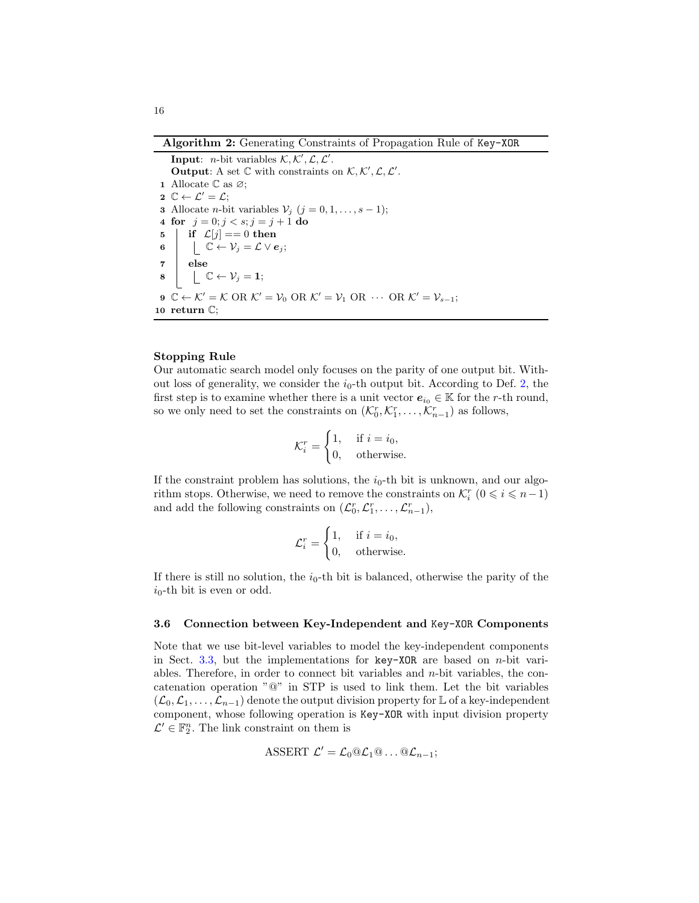**Algorithm 2:** Generating Constraints of Propagation Rule of `Key-XOR`

```
   Input: n-bit variables K, K', L, L'.
   Output: A set ℂ with constraints on K, K', L, L'.
1  Allocate ℂ as ∅;
2  ℂ ← L' = L;
3  Allocate n-bit variables V_j (j = 0, 1, ..., s − 1);
4  for j = 0; j < s; j = j + 1 do
5      if L[j] == 0 then
6          ℂ ← V_j = L ∨ e_j;
7      else
8          ℂ ← V_j = 1;
9  ℂ ← K' = K OR K' = V_0 OR K' = V_1 OR ··· OR K' = V_{s−1};
10 return ℂ;
```

**Stopping Rule**

Our automatic search model only focuses on the parity of one output bit. Without loss of generality, we consider the $i_0$-th output bit. According to Def. 2, the first step is to examine whether there is a unit vector $\boldsymbol{e}_{i_0} \in \mathbb{K}$ for the $r$-th round, so we only need to set the constraints on $(\mathcal{K}_0^r, \mathcal{K}_1^r, \ldots, \mathcal{K}_{n-1}^r)$ as follows,

$$\mathcal{K}_i^r = \begin{cases} 1, & \text{if } i = i_0, \\ 0, & \text{otherwise.} \end{cases}$$

If the constraint problem has solutions, the $i_0$-th bit is unknown, and our algorithm stops. Otherwise, we need to remove the constraints on $\mathcal{K}_i^r$ $(0 \leqslant i \leqslant n-1)$ and add the following constraints on $(\mathcal{L}_0^r, \mathcal{L}_1^r, \ldots, \mathcal{L}_{n-1}^r)$,

$$\mathcal{L}_i^r = \begin{cases} 1, & \text{if } i = i_0, \\ 0, & \text{otherwise.} \end{cases}$$

If there is still no solution, the $i_0$-th bit is balanced, otherwise the parity of the $i_0$-th bit is even or odd.

### 3.6 Connection between Key-Independent and `Key-XOR` Components

Note that we use bit-level variables to model the key-independent components in Sect. 3.3, but the implementations for `key-XOR` are based on $n$-bit variables. Therefore, in order to connect bit variables and $n$-bit variables, the concatenation operation "@" in STP is used to link them. Let the bit variables $(\mathcal{L}_0, \mathcal{L}_1, \ldots, \mathcal{L}_{n-1})$ denote the output division property for $\mathbb{L}$ of a key-independent component, whose following operation is `Key-XOR` with input division property $\mathcal{L}' \in \mathbb{F}_2^n$. The link constraint on them is

$$\text{ASSERT } \mathcal{L}' = \mathcal{L}_0 @ \mathcal{L}_1 @ \ldots @ \mathcal{L}_{n-1};$$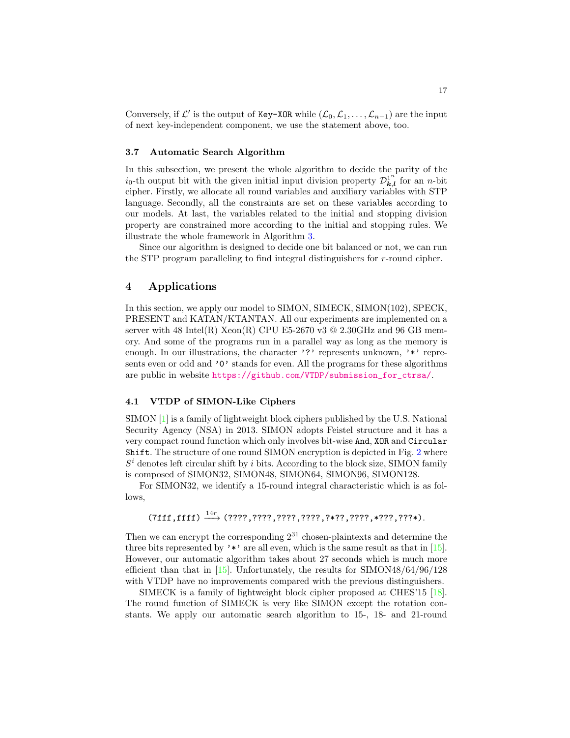Conversely, if $\mathcal{L}'$ is the output of `Key-XOR` while $(\mathcal{L}_0, \mathcal{L}_1, \ldots, \mathcal{L}_{n-1})$ are the input of next key-independent component, we use the statement above, too.

### 3.7 Automatic Search Algorithm

In this subsection, we present the whole algorithm to decide the parity of the $i_0$-th output bit with the given initial input division property $\mathcal{D}^{1^n}_{\boldsymbol{k},\boldsymbol{l}}$ for an $n$-bit cipher. Firstly, we allocate all round variables and auxiliary variables with STP language. Secondly, all the constraints are set on these variables according to our models. At last, the variables related to the initial and stopping division property are constrained more according to the initial and stopping rules. We illustrate the whole framework in Algorithm 3.

Since our algorithm is designed to decide one bit balanced or not, we can run the STP program paralleling to find integral distinguishers for $r$-round cipher.

## 4 Applications

In this section, we apply our model to SIMON, SIMECK, SIMON(102), SPECK, PRESENT and KATAN/KTANTAN. All our experiments are implemented on a server with 48 Intel(R) Xeon(R) CPU E5-2670 v3 @ 2.30GHz and 96 GB memory. And some of the programs run in a parallel way as long as the memory is enough. In our illustrations, the character '?' represents unknown, '*' represents even or odd and '0' stands for even. All the programs for these algorithms are public in website https://github.com/VTDP/submission_for_ctrsa/.

### 4.1 VTDP of SIMON-Like Ciphers

SIMON [1] is a family of lightweight block ciphers published by the U.S. National Security Agency (NSA) in 2013. SIMON adopts Feistel structure and it has a very compact round function which only involves bit-wise `And`, `XOR` and `Circular Shift`. The structure of one round SIMON encryption is depicted in Fig. 2 where $S^i$ denotes left circular shift by $i$ bits. According to the block size, SIMON family is composed of SIMON32, SIMON48, SIMON64, SIMON96, SIMON128.

For SIMON32, we identify a 15-round integral characteristic which is as follows,

$$\texttt{(7fff,ffff)} \xrightarrow{14r} \texttt{(????,????,????,????,?*??,????,*???,???*)}.$$

Then we can encrypt the corresponding $2^{31}$ chosen-plaintexts and determine the three bits represented by '*' are all even, which is the same result as that in [15]. However, our automatic algorithm takes about 27 seconds which is much more efficient than that in [15]. Unfortunately, the results for SIMON48/64/96/128 with VTDP have no improvements compared with the previous distinguishers.

SIMECK is a family of lightweight block cipher proposed at CHES'15 [18]. The round function of SIMECK is very like SIMON except the rotation constants. We apply our automatic search algorithm to 15-, 18- and 21-round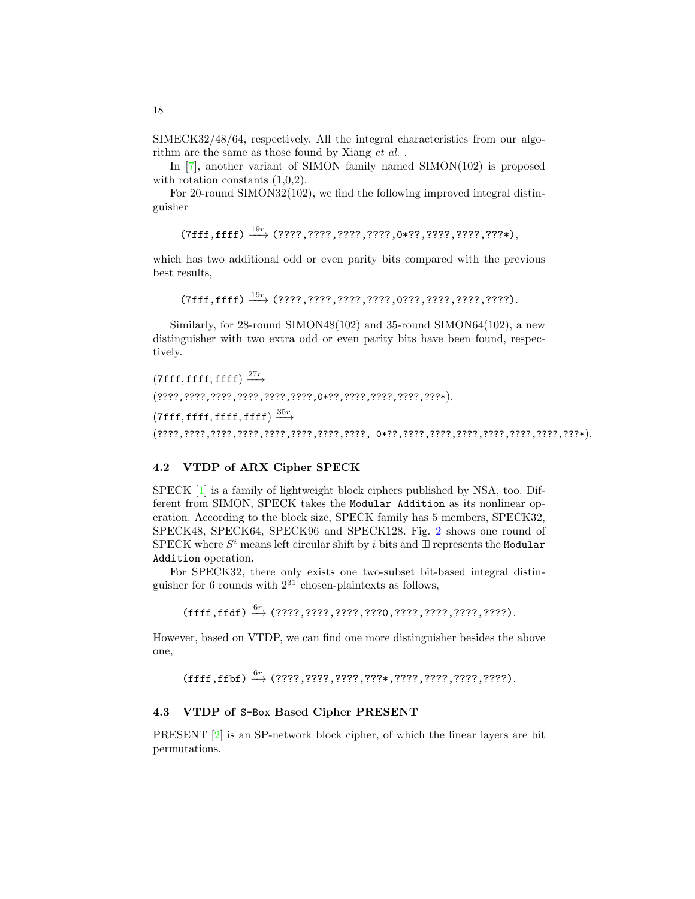SIMECK32/48/64, respectively. All the integral characteristics from our algorithm are the same as those found by Xiang *et al.* .

In [7], another variant of SIMON family named SIMON(102) is proposed with rotation constants (1,0,2).

For 20-round SIMON32(102), we find the following improved integral distinguisher

$$\texttt{(7fff,ffff)} \xrightarrow{19r} \texttt{(????,????,????,????,0*??,????,????,???*)},$$

which has two additional odd or even parity bits compared with the previous best results,

$$\texttt{(7fff,ffff)} \xrightarrow{19r} \texttt{(????,????,????,????,0???,????,????,????)}.$$

Similarly, for 28-round SIMON48(102) and 35-round SIMON64(102), a new distinguisher with two extra odd or even parity bits have been found, respectively.

$\texttt{(7fff,ffff,ffff)} \xrightarrow{27r}$
$\texttt{(????,????,????,????,????,????,0*??,????,????,????,???*)}$.
$\texttt{(7fff,ffff,ffff,ffff)} \xrightarrow{35r}$
$\texttt{(????,????,????,????,????,????,????,????, 0*??,????,????,????,????,????,????,???*)}$.

### 4.2 VTDP of ARX Cipher SPECK

SPECK [1] is a family of lightweight block ciphers published by NSA, too. Different from SIMON, SPECK takes the `Modular Addition` as its nonlinear operation. According to the block size, SPECK family has 5 members, SPECK32, SPECK48, SPECK64, SPECK96 and SPECK128. Fig. 2 shows one round of SPECK where $S^i$ means left circular shift by $i$ bits and $\boxplus$ represents the `Modular Addition` operation.

For SPECK32, there only exists one two-subset bit-based integral distinguisher for 6 rounds with $2^{31}$ chosen-plaintexts as follows,

$$\texttt{(ffff,ffdf)} \xrightarrow{6r} \texttt{(????,????,????,???0,????,????,????,????)}.$$

However, based on VTDP, we can find one more distinguisher besides the above one,

$$\texttt{(ffff,ffbf)} \xrightarrow{6r} \texttt{(????,????,????,???*,????,????,????,????)}.$$

### 4.3 VTDP of `S-Box` Based Cipher PRESENT

PRESENT [2] is an SP-network block cipher, of which the linear layers are bit permutations.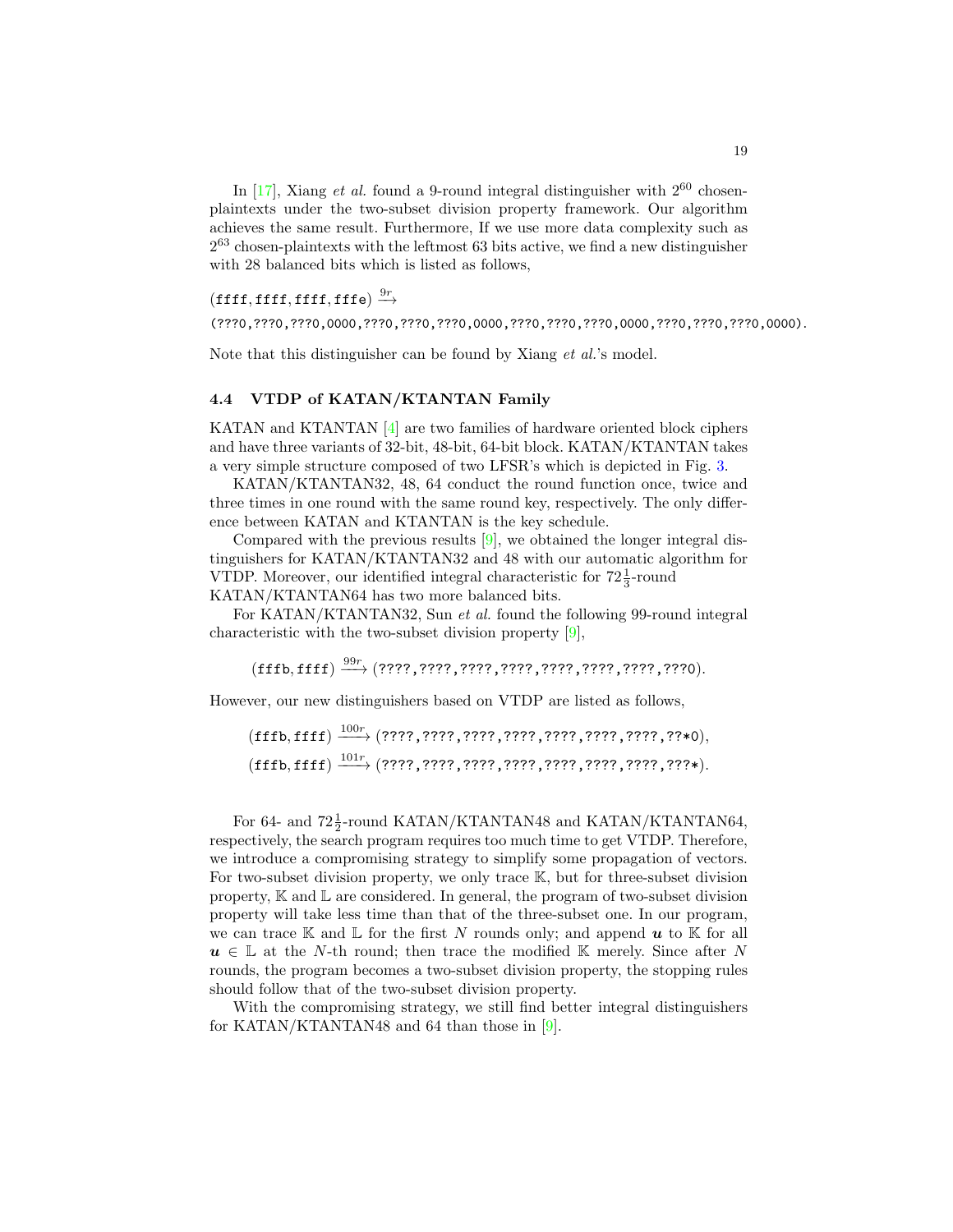In [17], Xiang *et al.* found a 9-round integral distinguisher with $2^{60}$ chosen-plaintexts under the two-subset division property framework. Our algorithm achieves the same result. Furthermore, If we use more data complexity such as $2^{63}$ chosen-plaintexts with the leftmost 63 bits active, we find a new distinguisher with 28 balanced bits which is listed as follows,

$$(\mathtt{ffff}, \mathtt{ffff}, \mathtt{ffff}, \mathtt{fffe}) \xrightarrow{9r}$$

(???0,???0,???0,0000,???0,???0,???0,0000,???0,???0,???0,0000,???0,???0,???0,0000).

Note that this distinguisher can be found by Xiang *et al.*'s model.

### 4.4 VTDP of KATAN/KTANTAN Family

KATAN and KTANTAN [4] are two families of hardware oriented block ciphers and have three variants of 32-bit, 48-bit, 64-bit block. KATAN/KTANTAN takes a very simple structure composed of two LFSR's which is depicted in Fig. 3.

KATAN/KTANTAN32, 48, 64 conduct the round function once, twice and three times in one round with the same round key, respectively. The only difference between KATAN and KTANTAN is the key schedule.

Compared with the previous results [9], we obtained the longer integral distinguishers for KATAN/KTANTAN32 and 48 with our automatic algorithm for VTDP. Moreover, our identified integral characteristic for $72\frac{1}{3}$-round KATAN/KTANTAN64 has two more balanced bits.

For KATAN/KTANTAN32, Sun *et al.* found the following 99-round integral characteristic with the two-subset division property [9],

$$(\mathtt{fffb}, \mathtt{ffff}) \xrightarrow{99r} (\mathtt{????,????,????,????,????,????,????,???0}).$$

However, our new distinguishers based on VTDP are listed as follows,

$$(\mathtt{fffb}, \mathtt{ffff}) \xrightarrow{100r} (\mathtt{????,????,????,????,????,????,????,??*0}),$$
$$(\mathtt{fffb}, \mathtt{ffff}) \xrightarrow{101r} (\mathtt{????,????,????,????,????,????,????,???*}).$$

For 64- and $72\frac{1}{2}$-round KATAN/KTANTAN48 and KATAN/KTANTAN64, respectively, the search program requires too much time to get VTDP. Therefore, we introduce a compromising strategy to simplify some propagation of vectors. For two-subset division property, we only trace $\mathbb{K}$, but for three-subset division property, $\mathbb{K}$ and $\mathbb{L}$ are considered. In general, the program of two-subset division property will take less time than that of the three-subset one. In our program, we can trace $\mathbb{K}$ and $\mathbb{L}$ for the first $N$ rounds only; and append $\boldsymbol{u}$ to $\mathbb{K}$ for all $\boldsymbol{u} \in \mathbb{L}$ at the $N$-th round; then trace the modified $\mathbb{K}$ merely. Since after $N$ rounds, the program becomes a two-subset division property, the stopping rules should follow that of the two-subset division property.

With the compromising strategy, we still find better integral distinguishers for KATAN/KTANTAN48 and 64 than those in [9].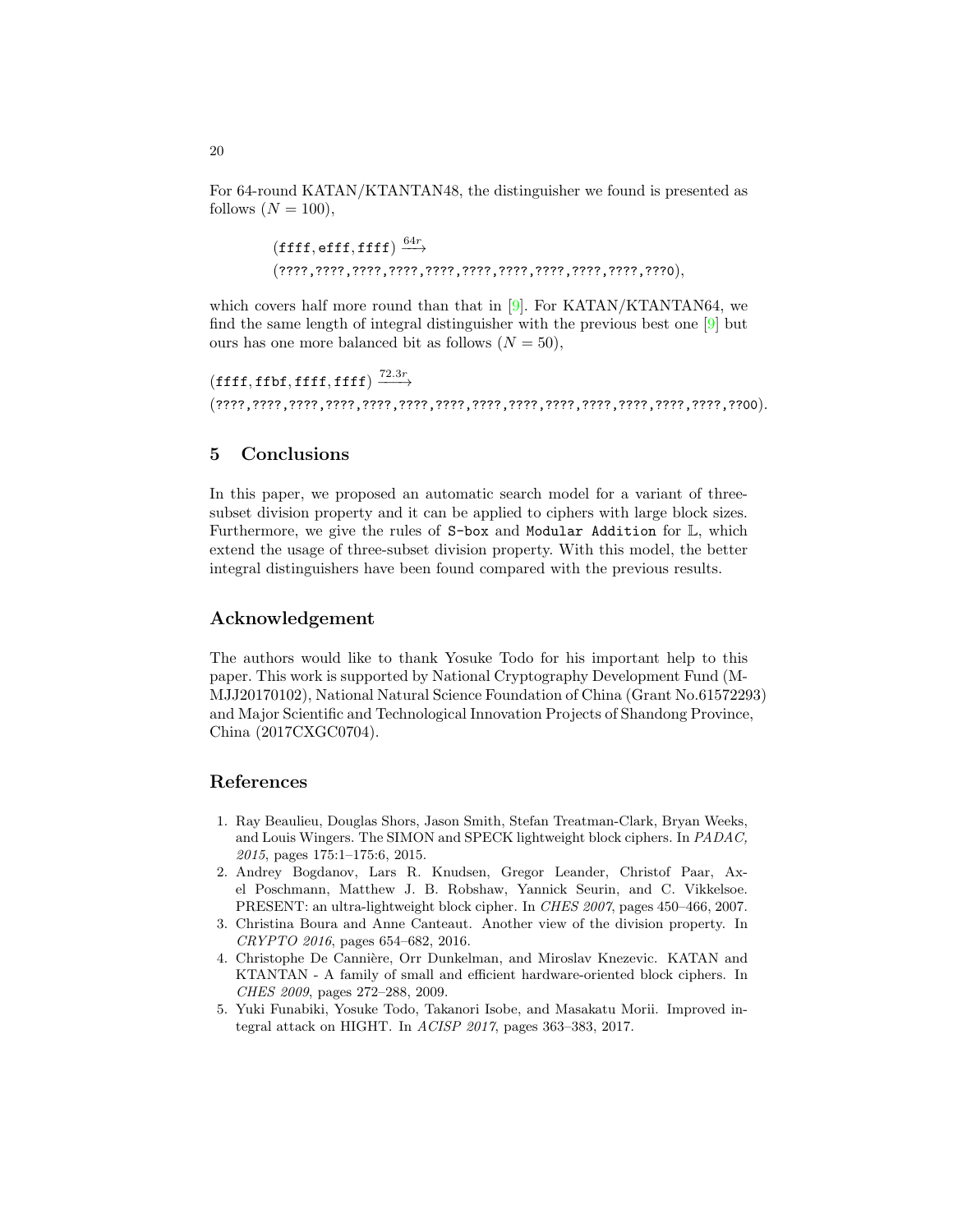For 64-round KATAN/KTANTAN48, the distinguisher we found is presented as follows ($N = 100$),

$$(\texttt{ffff}, \texttt{efff}, \texttt{ffff}) \xrightarrow{64r}$$
$$(\texttt{????,????,????,????,????,????,????,????,????,????,???0}),$$

which covers half more round than that in [9]. For KATAN/KTANTAN64, we find the same length of integral distinguisher with the previous best one [9] but ours has one more balanced bit as follows ($N = 50$),

$$(\texttt{ffff}, \texttt{ffbf}, \texttt{ffff}, \texttt{ffff}) \xrightarrow{72.3r}$$
$$(\texttt{????,????,????,????,????,????,????,????,????,????,????,????,????,????,??00}).$$

## 5 Conclusions

In this paper, we proposed an automatic search model for a variant of three-subset division property and it can be applied to ciphers with large block sizes. Furthermore, we give the rules of `S-box` and `Modular Addition` for $\mathbb{L}$, which extend the usage of three-subset division property. With this model, the better integral distinguishers have been found compared with the previous results.

## Acknowledgement

The authors would like to thank Yosuke Todo for his important help to this paper. This work is supported by National Cryptography Development Fund (MMJJ20170102), National Natural Science Foundation of China (Grant No.61572293) and Major Scientific and Technological Innovation Projects of Shandong Province, China (2017CXGC0704).

## References

1. Ray Beaulieu, Douglas Shors, Jason Smith, Stefan Treatman-Clark, Bryan Weeks, and Louis Wingers. The SIMON and SPECK lightweight block ciphers. In *PADAC, 2015*, pages 175:1–175:6, 2015.
2. Andrey Bogdanov, Lars R. Knudsen, Gregor Leander, Christof Paar, Axel Poschmann, Matthew J. B. Robshaw, Yannick Seurin, and C. Vikkelsoe. PRESENT: an ultra-lightweight block cipher. In *CHES 2007*, pages 450–466, 2007.
3. Christina Boura and Anne Canteaut. Another view of the division property. In *CRYPTO 2016*, pages 654–682, 2016.
4. Christophe De Cannière, Orr Dunkelman, and Miroslav Knezevic. KATAN and KTANTAN - A family of small and efficient hardware-oriented block ciphers. In *CHES 2009*, pages 272–288, 2009.
5. Yuki Funabiki, Yosuke Todo, Takanori Isobe, and Masakatu Morii. Improved integral attack on HIGHT. In *ACISP 2017*, pages 363–383, 2017.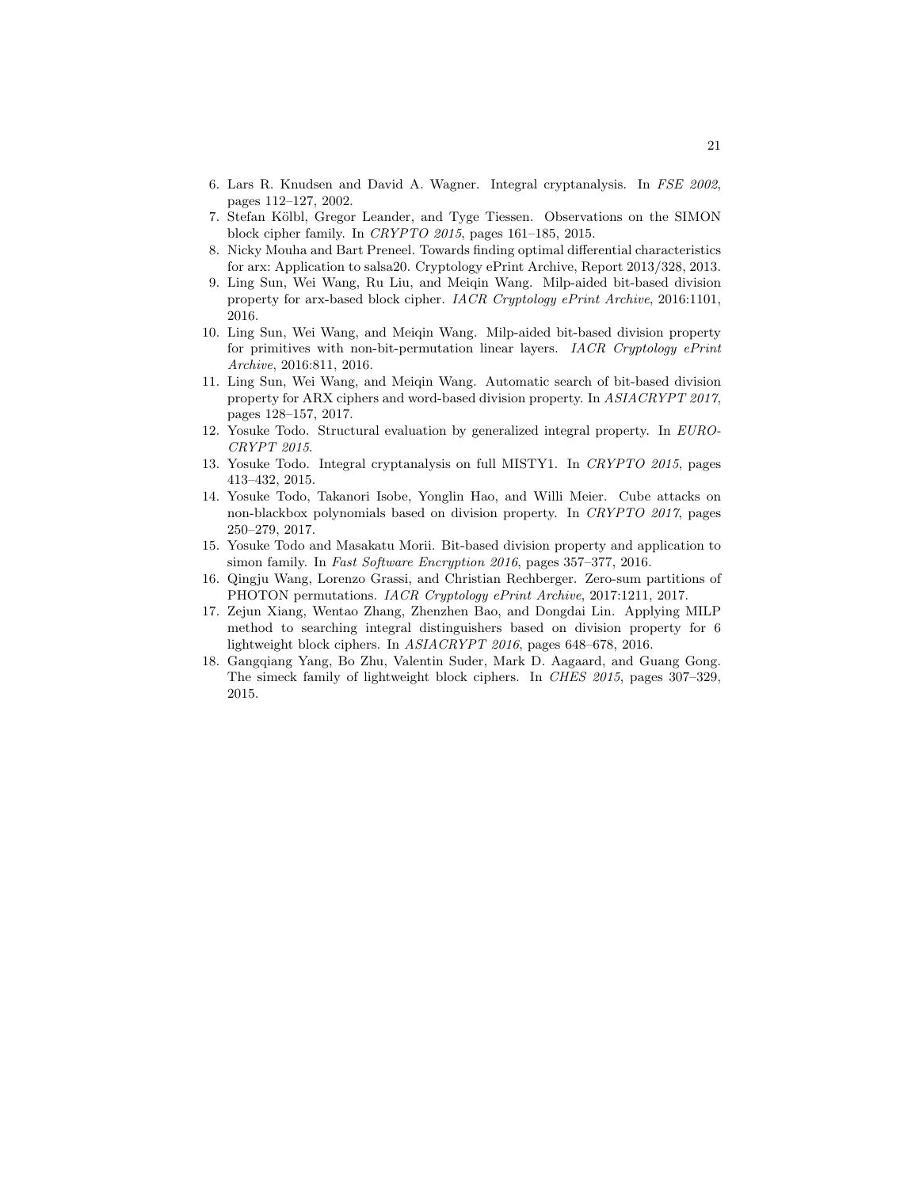6. Lars R. Knudsen and David A. Wagner. Integral cryptanalysis. In *FSE 2002*, pages 112–127, 2002.
7. Stefan Kölbl, Gregor Leander, and Tyge Tiessen. Observations on the SIMON block cipher family. In *CRYPTO 2015*, pages 161–185, 2015.
8. Nicky Mouha and Bart Preneel. Towards finding optimal differential characteristics for arx: Application to salsa20. Cryptology ePrint Archive, Report 2013/328, 2013.
9. Ling Sun, Wei Wang, Ru Liu, and Meiqin Wang. Milp-aided bit-based division property for arx-based block cipher. *IACR Cryptology ePrint Archive*, 2016:1101, 2016.
10. Ling Sun, Wei Wang, and Meiqin Wang. Milp-aided bit-based division property for primitives with non-bit-permutation linear layers. *IACR Cryptology ePrint Archive*, 2016:811, 2016.
11. Ling Sun, Wei Wang, and Meiqin Wang. Automatic search of bit-based division property for ARX ciphers and word-based division property. In *ASIACRYPT 2017*, pages 128–157, 2017.
12. Yosuke Todo. Structural evaluation by generalized integral property. In *EUROCRYPT 2015*.
13. Yosuke Todo. Integral cryptanalysis on full MISTY1. In *CRYPTO 2015*, pages 413–432, 2015.
14. Yosuke Todo, Takanori Isobe, Yonglin Hao, and Willi Meier. Cube attacks on non-blackbox polynomials based on division property. In *CRYPTO 2017*, pages 250–279, 2017.
15. Yosuke Todo and Masakatu Morii. Bit-based division property and application to simon family. In *Fast Software Encryption 2016*, pages 357–377, 2016.
16. Qingju Wang, Lorenzo Grassi, and Christian Rechberger. Zero-sum partitions of PHOTON permutations. *IACR Cryptology ePrint Archive*, 2017:1211, 2017.
17. Zejun Xiang, Wentao Zhang, Zhenzhen Bao, and Dongdai Lin. Applying MILP method to searching integral distinguishers based on division property for 6 lightweight block ciphers. In *ASIACRYPT 2016*, pages 648–678, 2016.
18. Gangqiang Yang, Bo Zhu, Valentin Suder, Mark D. Aagaard, and Guang Gong. The simeck family of lightweight block ciphers. In *CHES 2015*, pages 307–329, 2015.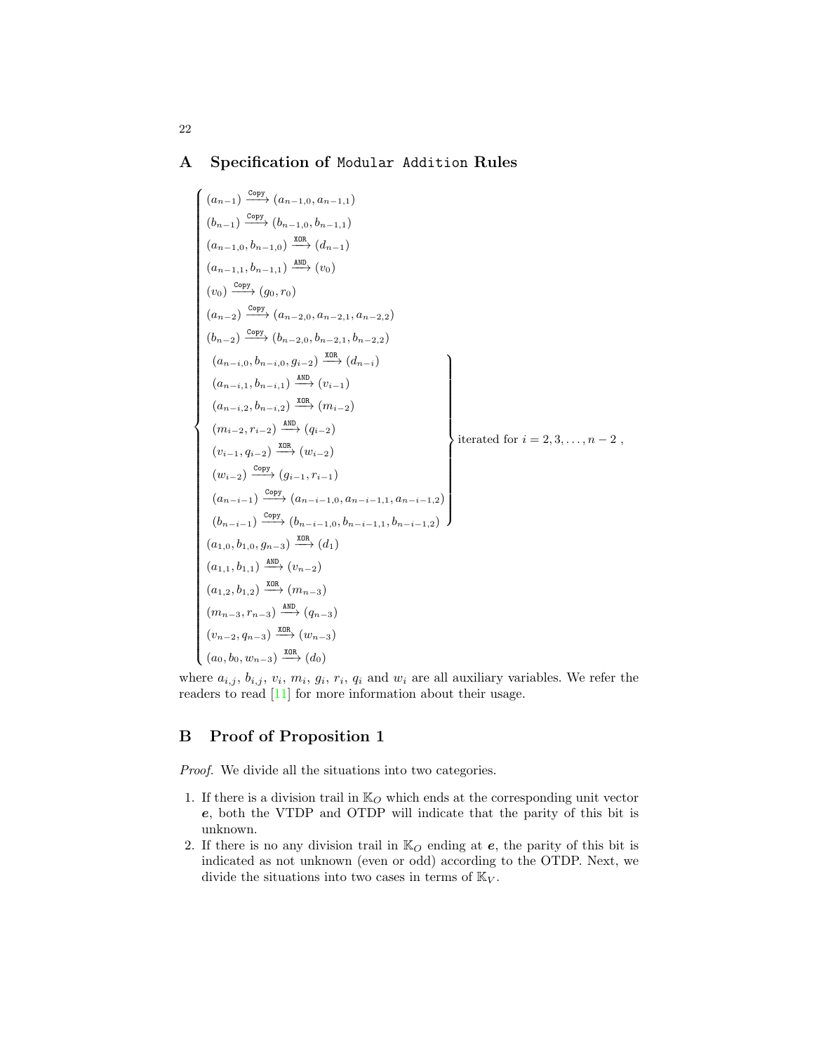## A Specification of Modular Addition Rules

$$
\left\{
\begin{array}{l}
(a_{n-1}) \xrightarrow{\texttt{Copy}} (a_{n-1,0}, a_{n-1,1}) \\
(b_{n-1}) \xrightarrow{\texttt{Copy}} (b_{n-1,0}, b_{n-1,1}) \\
(a_{n-1,0}, b_{n-1,0}) \xrightarrow{\texttt{XOR}} (d_{n-1}) \\
(a_{n-1,1}, b_{n-1,1}) \xrightarrow{\texttt{AND}} (v_0) \\
(v_0) \xrightarrow{\texttt{Copy}} (g_0, r_0) \\
(a_{n-2}) \xrightarrow{\texttt{Copy}} (a_{n-2,0}, a_{n-2,1}, a_{n-2,2}) \\
(b_{n-2}) \xrightarrow{\texttt{Copy}} (b_{n-2,0}, b_{n-2,1}, b_{n-2,2}) \\
\left.
\begin{array}{l}
(a_{n-i,0}, b_{n-i,0}, g_{i-2}) \xrightarrow{\texttt{XOR}} (d_{n-i}) \\
(a_{n-i,1}, b_{n-i,1}) \xrightarrow{\texttt{AND}} (v_{i-1}) \\
(a_{n-i,2}, b_{n-i,2}) \xrightarrow{\texttt{XOR}} (m_{i-2}) \\
(m_{i-2}, r_{i-2}) \xrightarrow{\texttt{AND}} (q_{i-2}) \\
(v_{i-1}, q_{i-2}) \xrightarrow{\texttt{XOR}} (w_{i-2}) \\
(w_{i-2}) \xrightarrow{\texttt{Copy}} (g_{i-1}, r_{i-1}) \\
(a_{n-i-1}) \xrightarrow{\texttt{Copy}} (a_{n-i-1,0}, a_{n-i-1,1}, a_{n-i-1,2}) \\
(b_{n-i-1}) \xrightarrow{\texttt{Copy}} (b_{n-i-1,0}, b_{n-i-1,1}, b_{n-i-1,2})
\end{array}
\right\} \text{iterated for } i = 2, 3, \ldots, n-2\ , \\
(a_{1,0}, b_{1,0}, g_{n-3}) \xrightarrow{\texttt{XOR}} (d_1) \\
(a_{1,1}, b_{1,1}) \xrightarrow{\texttt{AND}} (v_{n-2}) \\
(a_{1,2}, b_{1,2}) \xrightarrow{\texttt{XOR}} (m_{n-3}) \\
(m_{n-3}, r_{n-3}) \xrightarrow{\texttt{AND}} (q_{n-3}) \\
(v_{n-2}, q_{n-3}) \xrightarrow{\texttt{XOR}} (w_{n-3}) \\
(a_0, b_0, w_{n-3}) \xrightarrow{\texttt{XOR}} (d_0)
\end{array}
\right.
$$

where $a_{i,j}$, $b_{i,j}$, $v_i$, $m_i$, $g_i$, $r_i$, $q_i$ and $w_i$ are all auxiliary variables. We refer the readers to read [11] for more information about their usage.

## B Proof of Proposition 1

*Proof.* We divide all the situations into two categories.

1. If there is a division trail in $\mathbb{K}_O$ which ends at the corresponding unit vector $\boldsymbol{e}$, both the VTDP and OTDP will indicate that the parity of this bit is unknown.
2. If there is no any division trail in $\mathbb{K}_O$ ending at $\boldsymbol{e}$, the parity of this bit is indicated as not unknown (even or odd) according to the OTDP. Next, we divide the situations into two cases in terms of $\mathbb{K}_V$.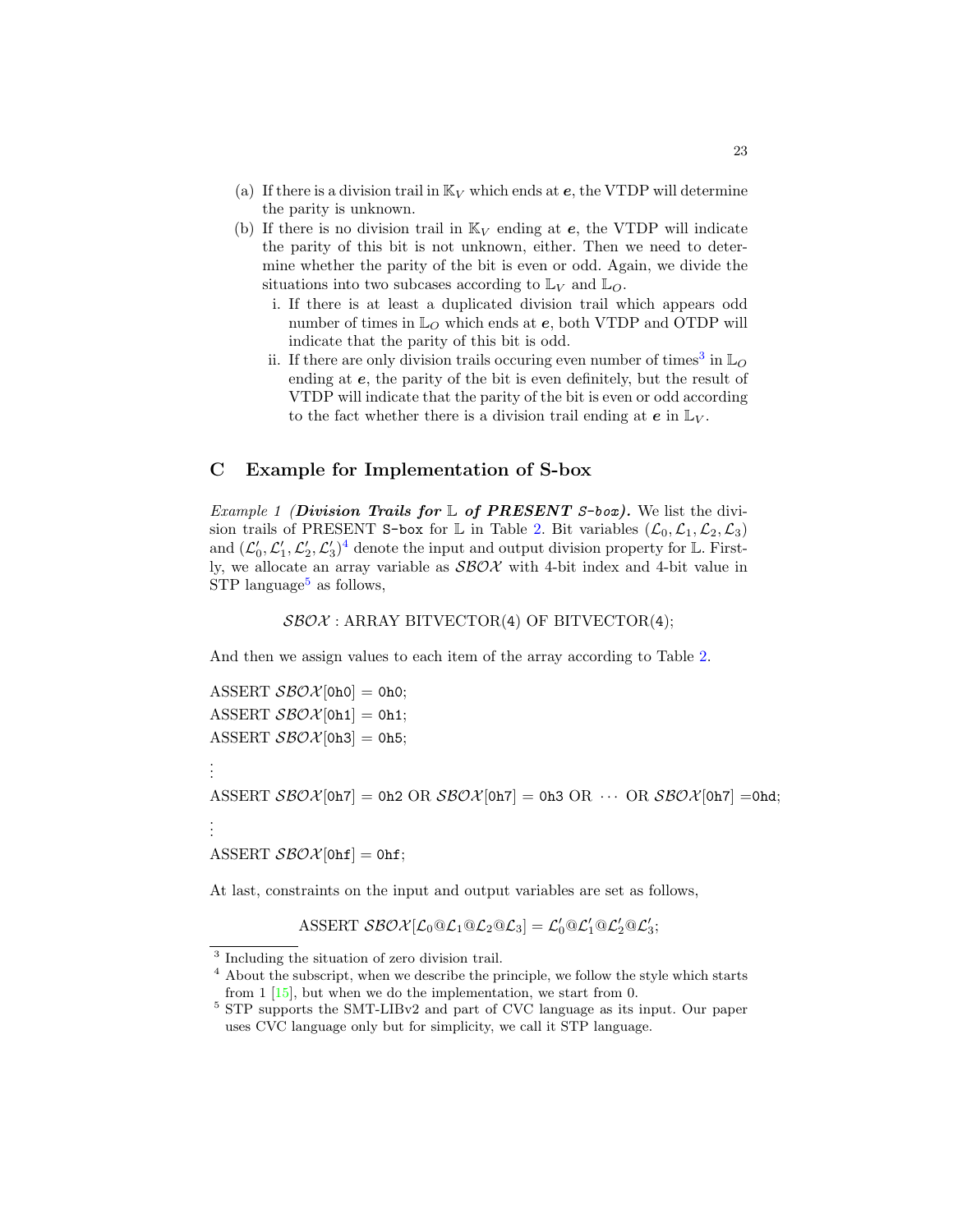(a) If there is a division trail in $\mathbb{K}_V$ which ends at $\boldsymbol{e}$, the VTDP will determine the parity is unknown.

(b) If there is no division trail in $\mathbb{K}_V$ ending at $\boldsymbol{e}$, the VTDP will indicate the parity of this bit is not unknown, either. Then we need to determine whether the parity of the bit is even or odd. Again, we divide the situations into two subcases according to $\mathbb{L}_V$ and $\mathbb{L}_O$.

   i. If there is at least a duplicated division trail which appears odd number of times in $\mathbb{L}_O$ which ends at $\boldsymbol{e}$, both VTDP and OTDP will indicate that the parity of this bit is odd.

   ii. If there are only division trails occuring even number of times[3] in $\mathbb{L}_O$ ending at $\boldsymbol{e}$, the parity of the bit is even definitely, but the result of VTDP will indicate that the parity of the bit is even or odd according to the fact whether there is a division trail ending at $\boldsymbol{e}$ in $\mathbb{L}_V$.

## C Example for Implementation of S-box

*Example 1 (**Division Trails for $\mathbb{L}$ of PRESENT `S-box`**).* We list the division trails of PRESENT `S-box` for $\mathbb{L}$ in Table 2. Bit variables $(\mathcal{L}_0, \mathcal{L}_1, \mathcal{L}_2, \mathcal{L}_3)$ and $(\mathcal{L}'_0, \mathcal{L}'_1, \mathcal{L}'_2, \mathcal{L}'_3)$[4] denote the input and output division property for $\mathbb{L}$. Firstly, we allocate an array variable as $\mathcal{SBOX}$ with 4-bit index and 4-bit value in STP language[5] as follows,

$$\mathcal{SBOX} : \text{ARRAY BITVECTOR(4) OF BITVECTOR(4);}$$

And then we assign values to each item of the array according to Table 2.

ASSERT $\mathcal{SBOX}$[`0h0`] = `0h0`;
ASSERT $\mathcal{SBOX}$[`0h1`] = `0h1`;
ASSERT $\mathcal{SBOX}$[`0h3`] = `0h5`;
⋮
ASSERT $\mathcal{SBOX}$[`0h7`] = `0h2` OR $\mathcal{SBOX}$[`0h7`] = `0h3` OR $\cdots$ OR $\mathcal{SBOX}$[`0h7`] =`0hd`;
⋮
ASSERT $\mathcal{SBOX}$[`0hf`] = `0hf`;

At last, constraints on the input and output variables are set as follows,

$$\text{ASSERT } \mathcal{SBOX}[\mathcal{L}_0 @ \mathcal{L}_1 @ \mathcal{L}_2 @ \mathcal{L}_3] = \mathcal{L}'_0 @ \mathcal{L}'_1 @ \mathcal{L}'_2 @ \mathcal{L}'_3;$$

---

[3] Including the situation of zero division trail.

[4] About the subscript, when we describe the principle, we follow the style which starts from 1 [15], but when we do the implementation, we start from 0.

[5] STP supports the SMT-LIBv2 and part of CVC language as its input. Our paper uses CVC language only but for simplicity, we call it STP language.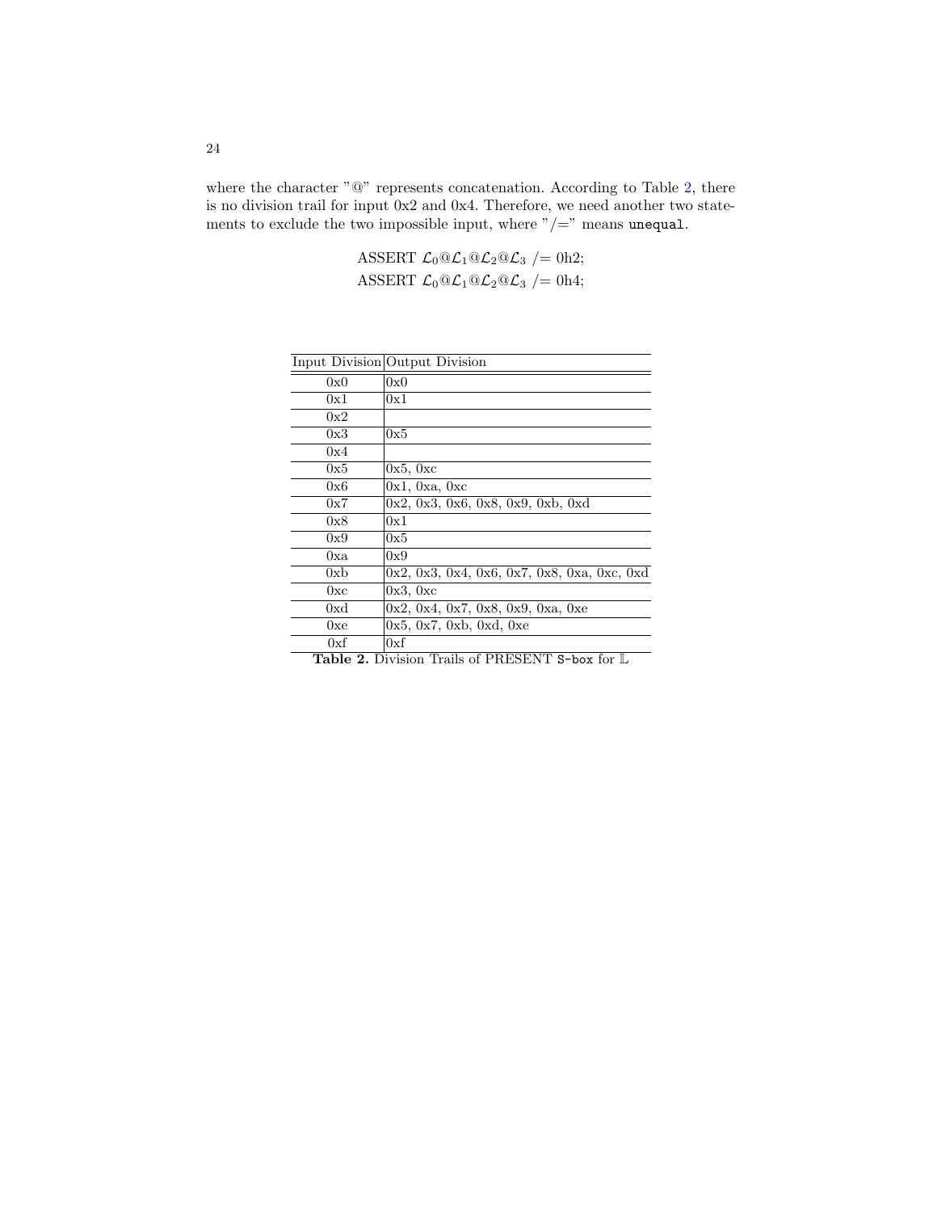where the character "@" represents concatenation. According to Table 2, there is no division trail for input 0x2 and 0x4. Therefore, we need another two statements to exclude the two impossible input, where "/=" means `unequal`.

$$\text{ASSERT } \mathcal{L}_0@\mathcal{L}_1@\mathcal{L}_2@\mathcal{L}_3 \ /= 0\text{h}2;$$
$$\text{ASSERT } \mathcal{L}_0@\mathcal{L}_1@\mathcal{L}_2@\mathcal{L}_3 \ /= 0\text{h}4;$$

| Input Division | Output Division |
| --- | --- |
| 0x0 | 0x0 |
| 0x1 | 0x1 |
| 0x2 | |
| 0x3 | 0x5 |
| 0x4 | |
| 0x5 | 0x5, 0xc |
| 0x6 | 0x1, 0xa, 0xc |
| 0x7 | 0x2, 0x3, 0x6, 0x8, 0x9, 0xb, 0xd |
| 0x8 | 0x1 |
| 0x9 | 0x5 |
| 0xa | 0x9 |
| 0xb | 0x2, 0x3, 0x4, 0x6, 0x7, 0x8, 0xa, 0xc, 0xd |
| 0xc | 0x3, 0xc |
| 0xd | 0x2, 0x4, 0x7, 0x8, 0x9, 0xa, 0xe |
| 0xe | 0x5, 0x7, 0xb, 0xd, 0xe |
| 0xf | 0xf |

**Table 2.** Division Trails of PRESENT `S-box` for $\mathbb{L}$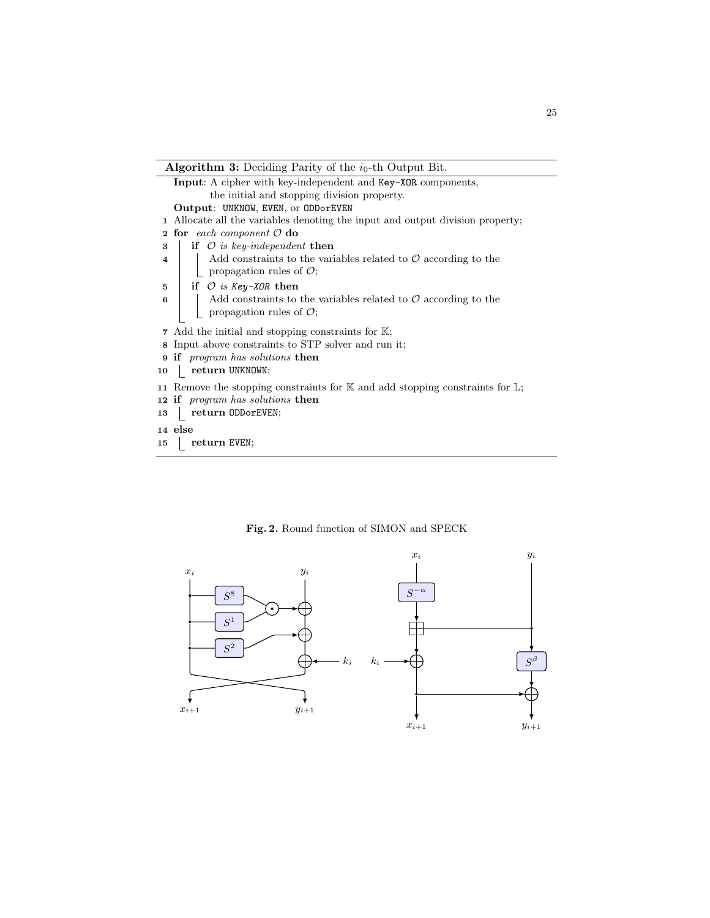**Algorithm 3:** Deciding Parity of the $i_0$-th Output Bit.

**Input**: A cipher with key-independent and `Key-XOR` components, the initial and stopping division property.

**Output**: `UNKNOW`, `EVEN`, or `ODDorEVEN`

```
1  Allocate all the variables denoting the input and output division property;
2  for each component O do
3      if O is key-independent then
4          Add constraints to the variables related to O according to the
           propagation rules of O;
5      if O is Key-XOR then
6          Add constraints to the variables related to O according to the
           propagation rules of O;
7  Add the initial and stopping constraints for K;
8  Input above constraints to STP solver and run it;
9  if program has solutions then
10     return UNKNOWN;
11 Remove the stopping constraints for K and add stopping constraints for L;
12 if program has solutions then
13     return ODDorEVEN;
14 else
15     return EVEN;
```

**Fig. 2.** Round function of SIMON and SPECK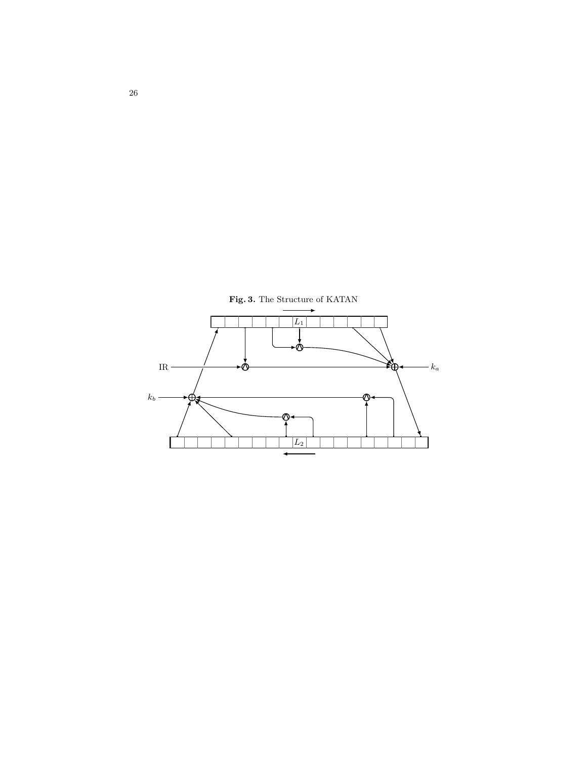**Fig. 3.** The Structure of KATAN

$L_1$

IR

$k_a$

$k_b$

$L_2$